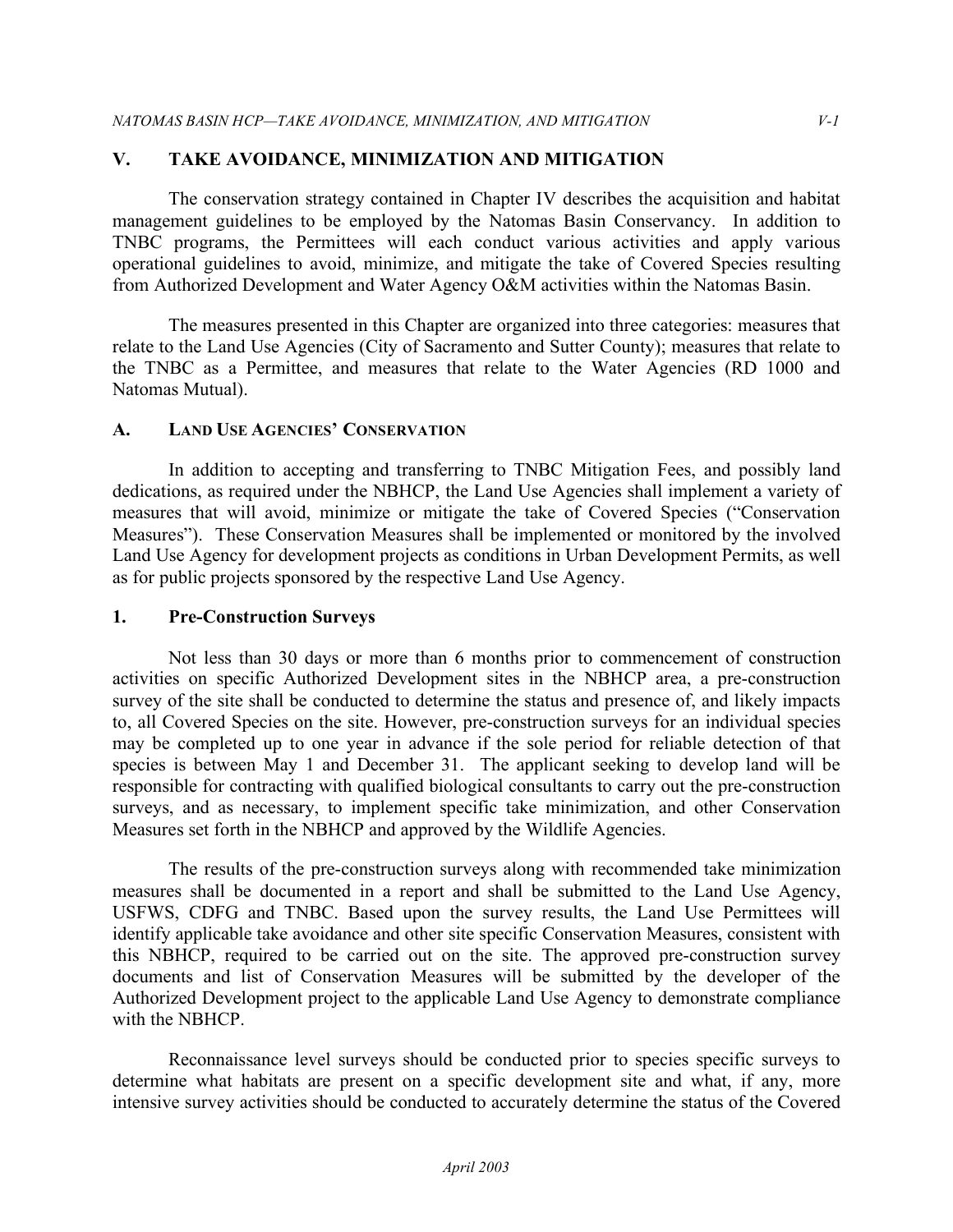# V. TAKE AVOIDANCE, MINIMIZATION AND MITIGATION

The conservation strategy contained in Chapter IV describes the acquisition and habitat management guidelines to be employed by the Natomas Basin Conservancy. In addition to TNBC programs, the Permittees will each conduct various activities and apply various operational guidelines to avoid, minimize, and mitigate the take of Covered Species resulting from Authorized Development and Water Agency O&M activities within the Natomas Basin.

The measures presented in this Chapter are organized into three categories: measures that relate to the Land Use Agencies (City of Sacramento and Sutter County); measures that relate to the TNBC as a Permittee, and measures that relate to the Water Agencies (RD 1000 and Natomas Mutual).

## A. LAND USE AGENCIES' CONSERVATION

In addition to accepting and transferring to TNBC Mitigation Fees, and possibly land dedications, as required under the NBHCP, the Land Use Agencies shall implement a variety of measures that will avoid, minimize or mitigate the take of Covered Species ("Conservation Measures"). These Conservation Measures shall be implemented or monitored by the involved Land Use Agency for development projects as conditions in Urban Development Permits, as well as for public projects sponsored by the respective Land Use Agency.

### 1. Pre-Construction Surveys

Not less than 30 days or more than 6 months prior to commencement of construction activities on specific Authorized Development sites in the NBHCP area, a pre-construction survey of the site shall be conducted to determine the status and presence of, and likely impacts to, all Covered Species on the site. However, pre-construction surveys for an individual species may be completed up to one year in advance if the sole period for reliable detection of that species is between May 1 and December 31. The applicant seeking to develop land will be responsible for contracting with qualified biological consultants to carry out the pre-construction surveys, and as necessary, to implement specific take minimization, and other Conservation Measures set forth in the NBHCP and approved by the Wildlife Agencies.

The results of the pre-construction surveys along with recommended take minimization measures shall be documented in a report and shall be submitted to the Land Use Agency, USFWS, CDFG and TNBC. Based upon the survey results, the Land Use Permittees will identify applicable take avoidance and other site specific Conservation Measures, consistent with this NBHCP, required to be carried out on the site. The approved pre-construction survey documents and list of Conservation Measures will be submitted by the developer of the Authorized Development project to the applicable Land Use Agency to demonstrate compliance with the NBHCP.

Reconnaissance level surveys should be conducted prior to species specific surveys to determine what habitats are present on a specific development site and what, if any, more intensive survey activities should be conducted to accurately determine the status of the Covered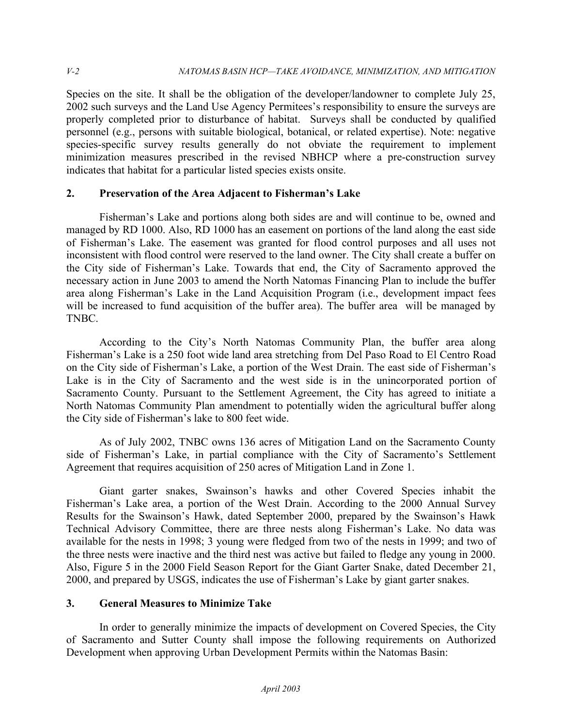Species on the site. It shall be the obligation of the developer/landowner to complete July 25, 2002 such surveys and the Land Use Agency Permitees's responsibility to ensure the surveys are properly completed prior to disturbance of habitat. Surveys shall be conducted by qualified personnel (e.g., persons with suitable biological, botanical, or related expertise). Note: negative species-specific survey results generally do not obviate the requirement to implement minimization measures prescribed in the revised NBHCP where a pre-construction survey indicates that habitat for a particular listed species exists onsite.

## 2. Preservation of the Area Adjacent to Fisherman's Lake

Fisherman's Lake and portions along both sides are and will continue to be, owned and managed by RD 1000. Also, RD 1000 has an easement on portions of the land along the east side of Fisherman's Lake. The easement was granted for flood control purposes and all uses not inconsistent with flood control were reserved to the land owner. The City shall create a buffer on the City side of Fisherman's Lake. Towards that end, the City of Sacramento approved the necessary action in June 2003 to amend the North Natomas Financing Plan to include the buffer area along Fisherman's Lake in the Land Acquisition Program (i.e., development impact fees will be increased to fund acquisition of the buffer area). The buffer area will be managed by TNBC.

According to the City's North Natomas Community Plan, the buffer area along Fisherman's Lake is a 250 foot wide land area stretching from Del Paso Road to El Centro Road on the City side of Fisherman's Lake, a portion of the West Drain. The east side of Fisherman's Lake is in the City of Sacramento and the west side is in the unincorporated portion of Sacramento County. Pursuant to the Settlement Agreement, the City has agreed to initiate a North Natomas Community Plan amendment to potentially widen the agricultural buffer along the City side of Fisherman's lake to 800 feet wide.

As of July 2002, TNBC owns 136 acres of Mitigation Land on the Sacramento County side of Fisherman's Lake, in partial compliance with the City of Sacramento's Settlement Agreement that requires acquisition of 250 acres of Mitigation Land in Zone 1.

Giant garter snakes, Swainson's hawks and other Covered Species inhabit the Fisherman's Lake area, a portion of the West Drain. According to the 2000 Annual Survey Results for the Swainson's Hawk, dated September 2000, prepared by the Swainson's Hawk Technical Advisory Committee, there are three nests along Fisherman's Lake. No data was available for the nests in 1998; 3 young were fledged from two of the nests in 1999; and two of the three nests were inactive and the third nest was active but failed to fledge any young in 2000. Also, Figure 5 in the 2000 Field Season Report for the Giant Garter Snake, dated December 21, 2000, and prepared by USGS, indicates the use of Fisherman's Lake by giant garter snakes.

## 3. General Measures to Minimize Take

In order to generally minimize the impacts of development on Covered Species, the City of Sacramento and Sutter County shall impose the following requirements on Authorized Development when approving Urban Development Permits within the Natomas Basin: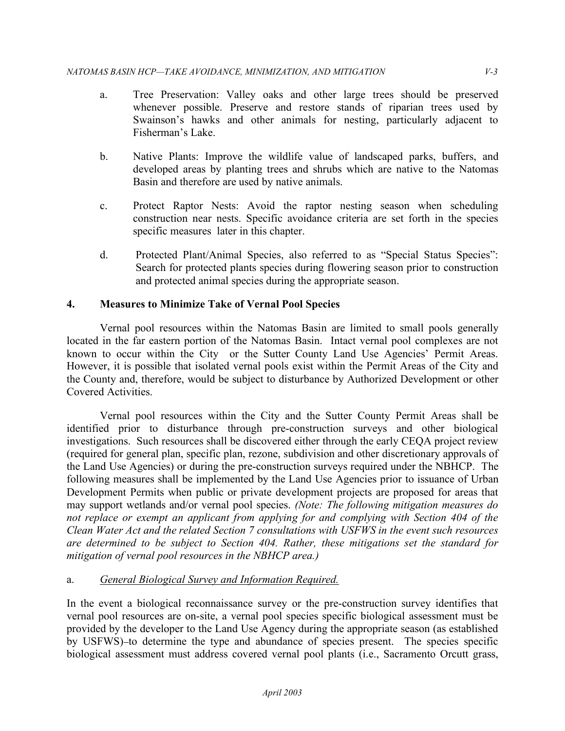a. Tree Preservation: Valley oaks and other large trees should be preserved whenever possible. Preserve and restore stands of riparian trees used by Swainson's hawks and other animals for nesting, particularly adjacent to Fisherman's Lake.

b. Native Plants: Improve the wildlife value of landscaped parks, buffers, and developed areas by planting trees and shrubs which are native to the Natomas Basin and therefore are used by native animals.

c. Protect Raptor Nests: Avoid the raptor nesting season when scheduling construction near nests. Specific avoidance criteria are set forth in the species specific measures later in this chapter.

d. Protected Plant/Animal Species, also referred to as "Special Status Species": Search for protected plants species during flowering season prior to construction and protected animal species during the appropriate season.

## 4. Measures to Minimize Take of Vernal Pool Species

Vernal pool resources within the Natomas Basin are limited to small pools generally located in the far eastern portion of the Natomas Basin. Intact vernal pool complexes are not known to occur within the City or the Sutter County Land Use Agencies' Permit Areas. However, it is possible that isolated vernal pools exist within the Permit Areas of the City and the County and, therefore, would be subject to disturbance by Authorized Development or other Covered Activities.

Vernal pool resources within the City and the Sutter County Permit Areas shall be identified prior to disturbance through pre-construction surveys and other biological investigations. Such resources shall be discovered either through the early CEQA project review (required for general plan, specific plan, rezone, subdivision and other discretionary approvals of the Land Use Agencies) or during the pre-construction surveys required under the NBHCP. The following measures shall be implemented by the Land Use Agencies prior to issuance of Urban Development Permits when public or private development projects are proposed for areas that may support wetlands and/or vernal pool species. *(Note: The following mitigation measures do not replace or exempt an applicant from applying for and complying with Section 404 of the Clean Water Act and the related Section 7 consultations with USFWS in the event such resources are determined to be subject to Section 404. Rather, these mitigations set the standard for mitigation of vernal pool resources in the NBHCP area.)*

a. *General Biological Survey and Information Required.*

In the event a biological reconnaissance survey or the pre-construction survey identifies that vernal pool resources are on-site, a vernal pool species specific biological assessment must be provided by the developer to the Land Use Agency during the appropriate season (as established by USFWS)–to determine the type and abundance of species present. The species specific biological assessment must address covered vernal pool plants (i.e., Sacramento Orcutt grass,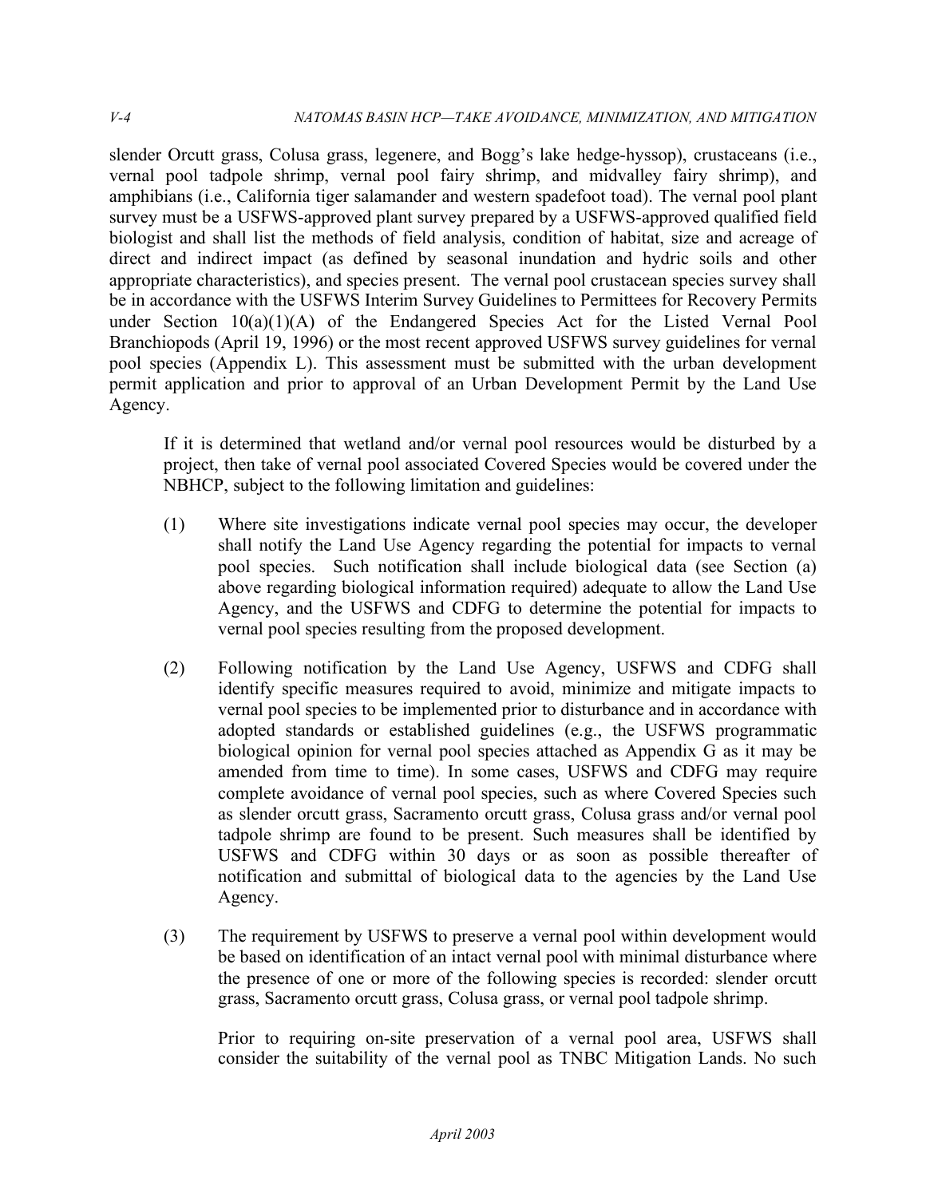slender Orcutt grass, Colusa grass, legenere, and Bogg's lake hedge-hyssop), crustaceans (i.e., vernal pool tadpole shrimp, vernal pool fairy shrimp, and midvalley fairy shrimp), and amphibians (i.e., California tiger salamander and western spadefoot toad). The vernal pool plant survey must be a USFWS-approved plant survey prepared by a USFWS-approved qualified field biologist and shall list the methods of field analysis, condition of habitat, size and acreage of direct and indirect impact (as defined by seasonal inundation and hydric soils and other appropriate characteristics), and species present. The vernal pool crustacean species survey shall be in accordance with the USFWS Interim Survey Guidelines to Permittees for Recovery Permits under Section 10(a)(1)(A) of the Endangered Species Act for the Listed Vernal Pool Branchiopods (April 19, 1996) or the most recent approved USFWS survey guidelines for vernal pool species (Appendix L). This assessment must be submitted with the urban development permit application and prior to approval of an Urban Development Permit by the Land Use Agency.

If it is determined that wetland and/or vernal pool resources would be disturbed by a project, then take of vernal pool associated Covered Species would be covered under the NBHCP, subject to the following limitation and guidelines:

(1) Where site investigations indicate vernal pool species may occur, the developer shall notify the Land Use Agency regarding the potential for impacts to vernal pool species. Such notification shall include biological data (see Section (a) above regarding biological information required) adequate to allow the Land Use Agency, and the USFWS and CDFG to determine the potential for impacts to vernal pool species resulting from the proposed development.

(2) Following notification by the Land Use Agency, USFWS and CDFG shall identify specific measures required to avoid, minimize and mitigate impacts to vernal pool species to be implemented prior to disturbance and in accordance with adopted standards or established guidelines (e.g., the USFWS programmatic biological opinion for vernal pool species attached as Appendix G as it may be amended from time to time). In some cases, USFWS and CDFG may require complete avoidance of vernal pool species, such as where Covered Species such as slender orcutt grass, Sacramento orcutt grass, Colusa grass and/or vernal pool tadpole shrimp are found to be present. Such measures shall be identified by USFWS and CDFG within 30 days or as soon as possible thereafter of notification and submittal of biological data to the agencies by the Land Use Agency.

(3) The requirement by USFWS to preserve a vernal pool within development would be based on identification of an intact vernal pool with minimal disturbance where the presence of one or more of the following species is recorded: slender orcutt grass, Sacramento orcutt grass, Colusa grass, or vernal pool tadpole shrimp.

Prior to requiring on-site preservation of a vernal pool area, USFWS shall consider the suitability of the vernal pool as TNBC Mitigation Lands. No such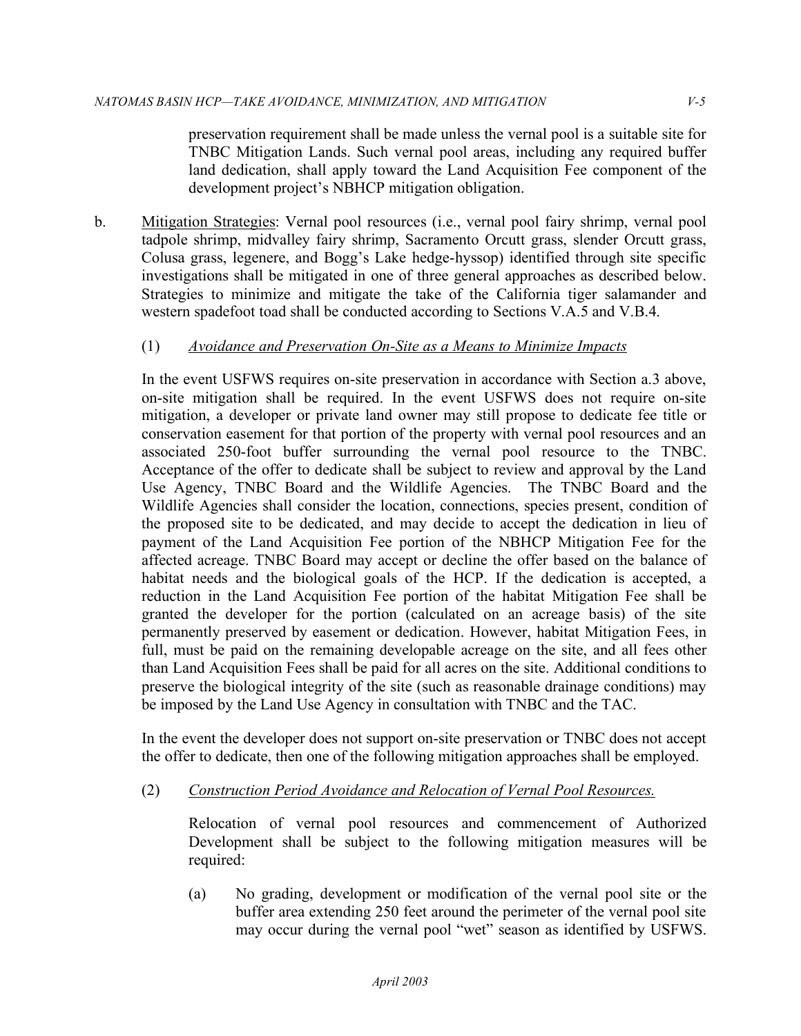preservation requirement shall be made unless the vernal pool is a suitable site for TNBC Mitigation Lands. Such vernal pool areas, including any required buffer land dedication, shall apply toward the Land Acquisition Fee component of the development project's NBHCP mitigation obligation.

b. Mitigation Strategies: Vernal pool resources (i.e., vernal pool fairy shrimp, vernal pool tadpole shrimp, midvalley fairy shrimp, Sacramento Orcutt grass, slender Orcutt grass, Colusa grass, legenere, and Bogg's Lake hedge-hyssop) identified through site specific investigations shall be mitigated in one of three general approaches as described below. Strategies to minimize and mitigate the take of the California tiger salamander and western spadefoot toad shall be conducted according to Sections V.A.5 and V.B.4.

(1) *Avoidance and Preservation On-Site as a Means to Minimize Impacts*

In the event USFWS requires on-site preservation in accordance with Section a.3 above, on-site mitigation shall be required. In the event USFWS does not require on-site mitigation, a developer or private land owner may still propose to dedicate fee title or conservation easement for that portion of the property with vernal pool resources and an associated 250-foot buffer surrounding the vernal pool resource to the TNBC. Acceptance of the offer to dedicate shall be subject to review and approval by the Land Use Agency, TNBC Board and the Wildlife Agencies. The TNBC Board and the Wildlife Agencies shall consider the location, connections, species present, condition of the proposed site to be dedicated, and may decide to accept the dedication in lieu of payment of the Land Acquisition Fee portion of the NBHCP Mitigation Fee for the affected acreage. TNBC Board may accept or decline the offer based on the balance of habitat needs and the biological goals of the HCP. If the dedication is accepted, a reduction in the Land Acquisition Fee portion of the habitat Mitigation Fee shall be granted the developer for the portion (calculated on an acreage basis) of the site permanently preserved by easement or dedication. However, habitat Mitigation Fees, in full, must be paid on the remaining developable acreage on the site, and all fees other than Land Acquisition Fees shall be paid for all acres on the site. Additional conditions to preserve the biological integrity of the site (such as reasonable drainage conditions) may be imposed by the Land Use Agency in consultation with TNBC and the TAC.

In the event the developer does not support on-site preservation or TNBC does not accept the offer to dedicate, then one of the following mitigation approaches shall be employed.

(2) *Construction Period Avoidance and Relocation of Vernal Pool Resources.*

Relocation of vernal pool resources and commencement of Authorized Development shall be subject to the following mitigation measures will be required:

(a) No grading, development or modification of the vernal pool site or the buffer area extending 250 feet around the perimeter of the vernal pool site may occur during the vernal pool "wet" season as identified by USFWS.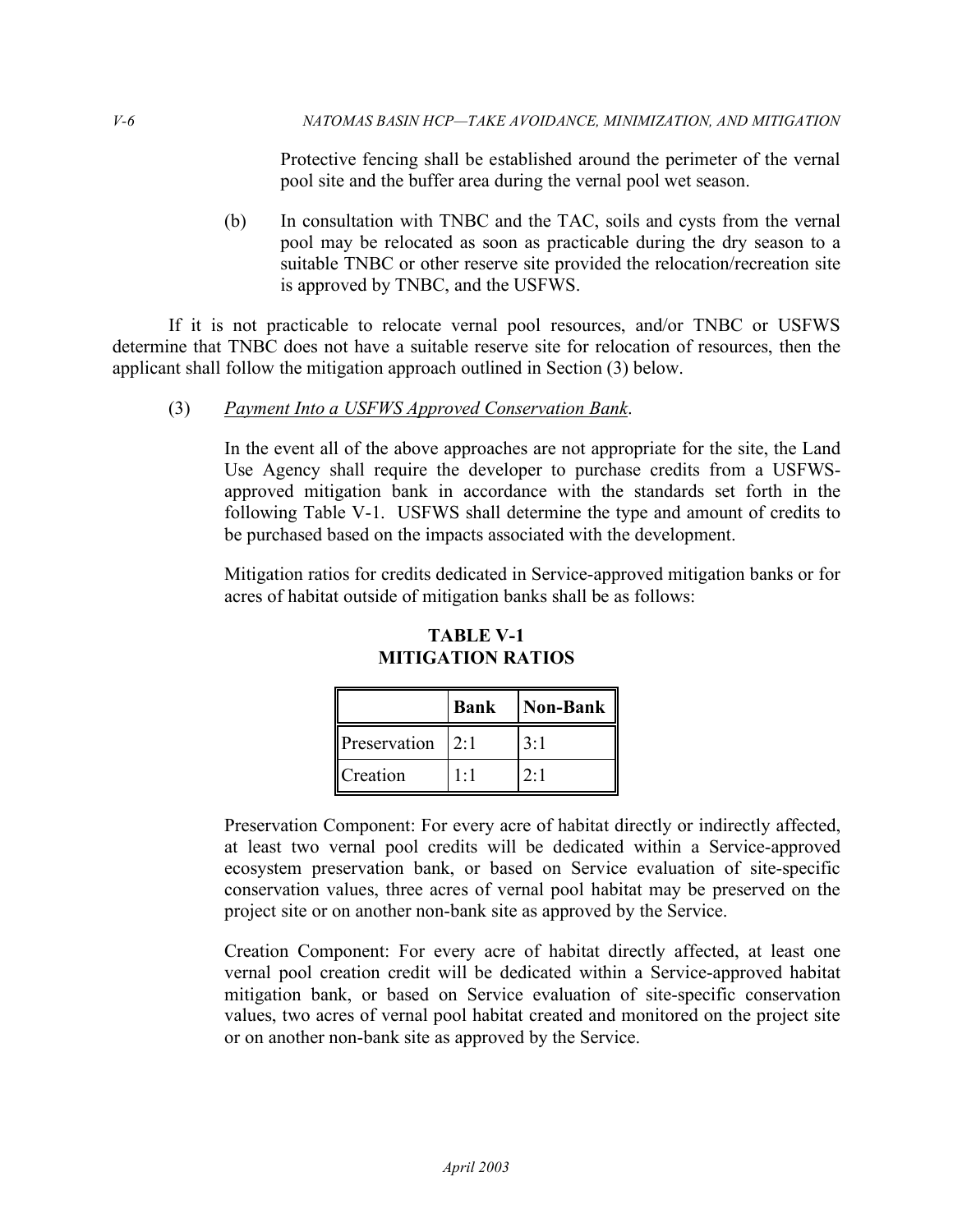Protective fencing shall be established around the perimeter of the vernal pool site and the buffer area during the vernal pool wet season.

(b) In consultation with TNBC and the TAC, soils and cysts from the vernal pool may be relocated as soon as practicable during the dry season to a suitable TNBC or other reserve site provided the relocation/recreation site is approved by TNBC, and the USFWS.

If it is not practicable to relocate vernal pool resources, and/or TNBC or USFWS determine that TNBC does not have a suitable reserve site for relocation of resources, then the applicant shall follow the mitigation approach outlined in Section (3) below.

(3) *Payment Into a USFWS Approved Conservation Bank*.

In the event all of the above approaches are not appropriate for the site, the Land Use Agency shall require the developer to purchase credits from a USFWS-approved mitigation bank in accordance with the standards set forth in the following Table V-1. USFWS shall determine the type and amount of credits to be purchased based on the impacts associated with the development.

Mitigation ratios for credits dedicated in Service-approved mitigation banks or for acres of habitat outside of mitigation banks shall be as follows:

**TABLE V-1**
**MITIGATION RATIOS**

| | Bank | Non-Bank |
|---|---|---|
| Preservation | 2:1 | 3:1 |
| Creation | 1:1 | 2:1 |

Preservation Component: For every acre of habitat directly or indirectly affected, at least two vernal pool credits will be dedicated within a Service-approved ecosystem preservation bank, or based on Service evaluation of site-specific conservation values, three acres of vernal pool habitat may be preserved on the project site or on another non-bank site as approved by the Service.

Creation Component: For every acre of habitat directly affected, at least one vernal pool creation credit will be dedicated within a Service-approved habitat mitigation bank, or based on Service evaluation of site-specific conservation values, two acres of vernal pool habitat created and monitored on the project site or on another non-bank site as approved by the Service.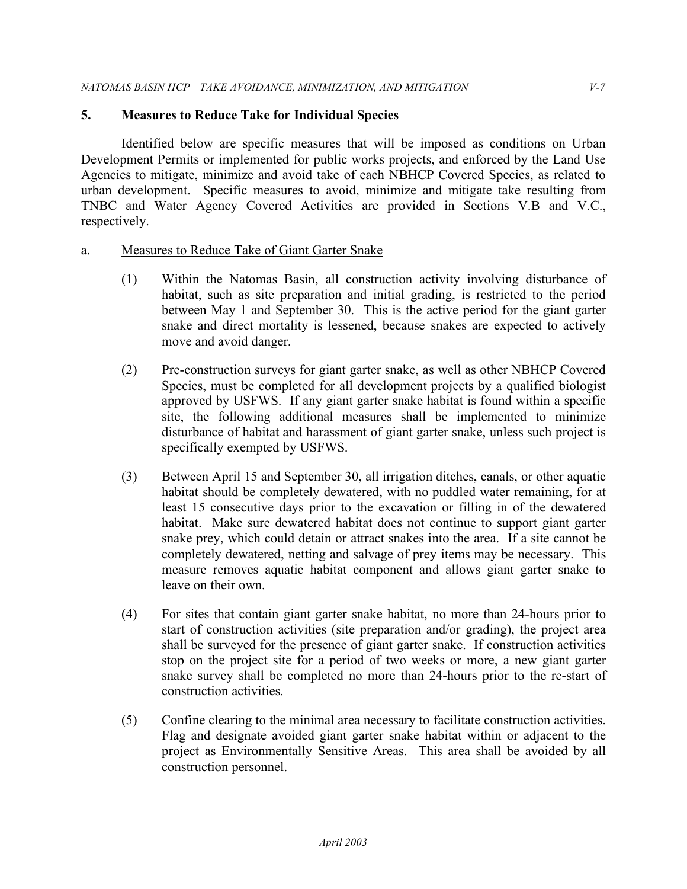## 5. Measures to Reduce Take for Individual Species

Identified below are specific measures that will be imposed as conditions on Urban Development Permits or implemented for public works projects, and enforced by the Land Use Agencies to mitigate, minimize and avoid take of each NBHCP Covered Species, as related to urban development. Specific measures to avoid, minimize and mitigate take resulting from TNBC and Water Agency Covered Activities are provided in Sections V.B and V.C., respectively.

### a. Measures to Reduce Take of Giant Garter Snake

(1) Within the Natomas Basin, all construction activity involving disturbance of habitat, such as site preparation and initial grading, is restricted to the period between May 1 and September 30. This is the active period for the giant garter snake and direct mortality is lessened, because snakes are expected to actively move and avoid danger.

(2) Pre-construction surveys for giant garter snake, as well as other NBHCP Covered Species, must be completed for all development projects by a qualified biologist approved by USFWS. If any giant garter snake habitat is found within a specific site, the following additional measures shall be implemented to minimize disturbance of habitat and harassment of giant garter snake, unless such project is specifically exempted by USFWS.

(3) Between April 15 and September 30, all irrigation ditches, canals, or other aquatic habitat should be completely dewatered, with no puddled water remaining, for at least 15 consecutive days prior to the excavation or filling in of the dewatered habitat. Make sure dewatered habitat does not continue to support giant garter snake prey, which could detain or attract snakes into the area. If a site cannot be completely dewatered, netting and salvage of prey items may be necessary. This measure removes aquatic habitat component and allows giant garter snake to leave on their own.

(4) For sites that contain giant garter snake habitat, no more than 24-hours prior to start of construction activities (site preparation and/or grading), the project area shall be surveyed for the presence of giant garter snake. If construction activities stop on the project site for a period of two weeks or more, a new giant garter snake survey shall be completed no more than 24-hours prior to the re-start of construction activities.

(5) Confine clearing to the minimal area necessary to facilitate construction activities. Flag and designate avoided giant garter snake habitat within or adjacent to the project as Environmentally Sensitive Areas. This area shall be avoided by all construction personnel.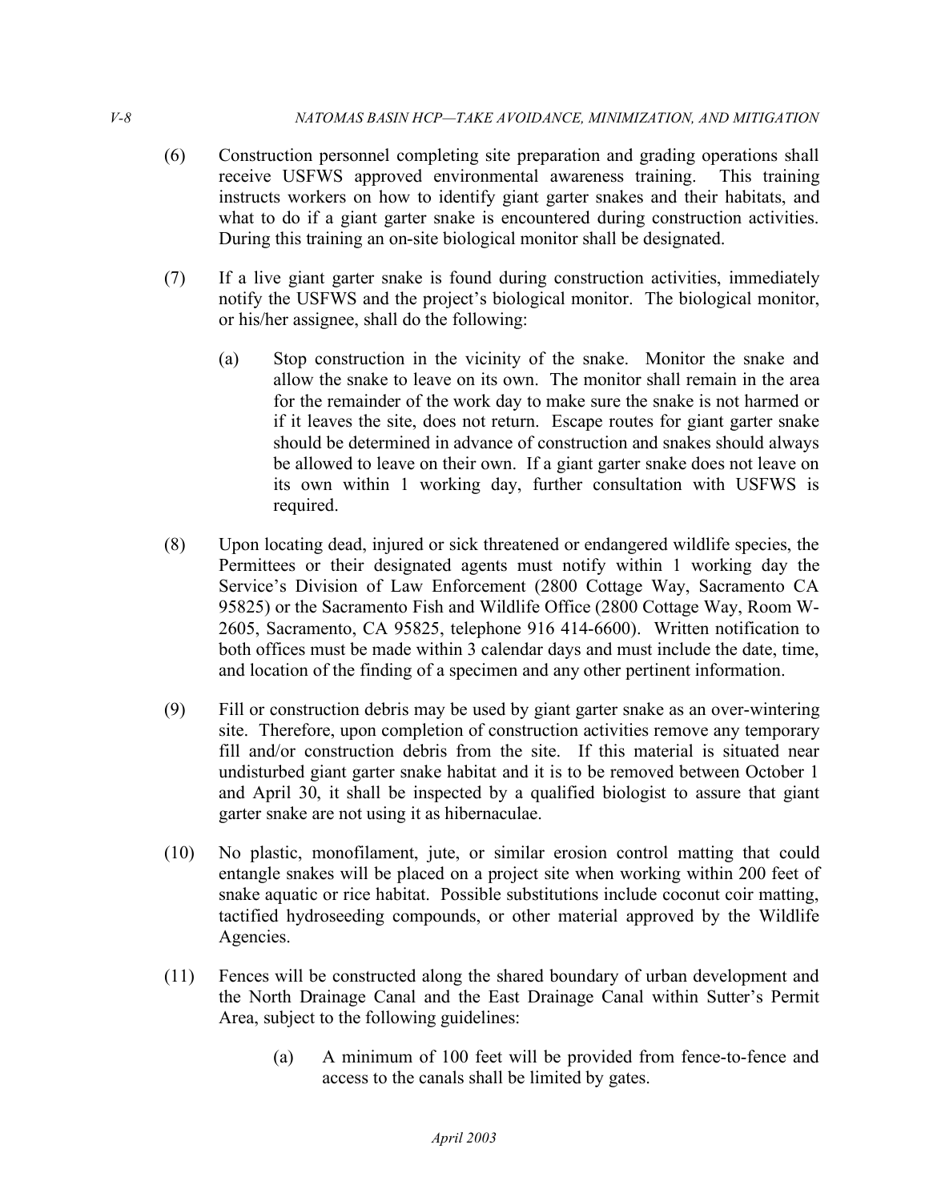(6) Construction personnel completing site preparation and grading operations shall receive USFWS approved environmental awareness training. This training instructs workers on how to identify giant garter snakes and their habitats, and what to do if a giant garter snake is encountered during construction activities. During this training an on-site biological monitor shall be designated.

(7) If a live giant garter snake is found during construction activities, immediately notify the USFWS and the project's biological monitor. The biological monitor, or his/her assignee, shall do the following:

   (a) Stop construction in the vicinity of the snake. Monitor the snake and allow the snake to leave on its own. The monitor shall remain in the area for the remainder of the work day to make sure the snake is not harmed or if it leaves the site, does not return. Escape routes for giant garter snake should be determined in advance of construction and snakes should always be allowed to leave on their own. If a giant garter snake does not leave on its own within 1 working day, further consultation with USFWS is required.

(8) Upon locating dead, injured or sick threatened or endangered wildlife species, the Permittees or their designated agents must notify within 1 working day the Service's Division of Law Enforcement (2800 Cottage Way, Sacramento CA 95825) or the Sacramento Fish and Wildlife Office (2800 Cottage Way, Room W-2605, Sacramento, CA 95825, telephone 916 414-6600). Written notification to both offices must be made within 3 calendar days and must include the date, time, and location of the finding of a specimen and any other pertinent information.

(9) Fill or construction debris may be used by giant garter snake as an over-wintering site. Therefore, upon completion of construction activities remove any temporary fill and/or construction debris from the site. If this material is situated near undisturbed giant garter snake habitat and it is to be removed between October 1 and April 30, it shall be inspected by a qualified biologist to assure that giant garter snake are not using it as hibernaculae.

(10) No plastic, monofilament, jute, or similar erosion control matting that could entangle snakes will be placed on a project site when working within 200 feet of snake aquatic or rice habitat. Possible substitutions include coconut coir matting, tactified hydroseeding compounds, or other material approved by the Wildlife Agencies.

(11) Fences will be constructed along the shared boundary of urban development and the North Drainage Canal and the East Drainage Canal within Sutter's Permit Area, subject to the following guidelines:

   (a) A minimum of 100 feet will be provided from fence-to-fence and access to the canals shall be limited by gates.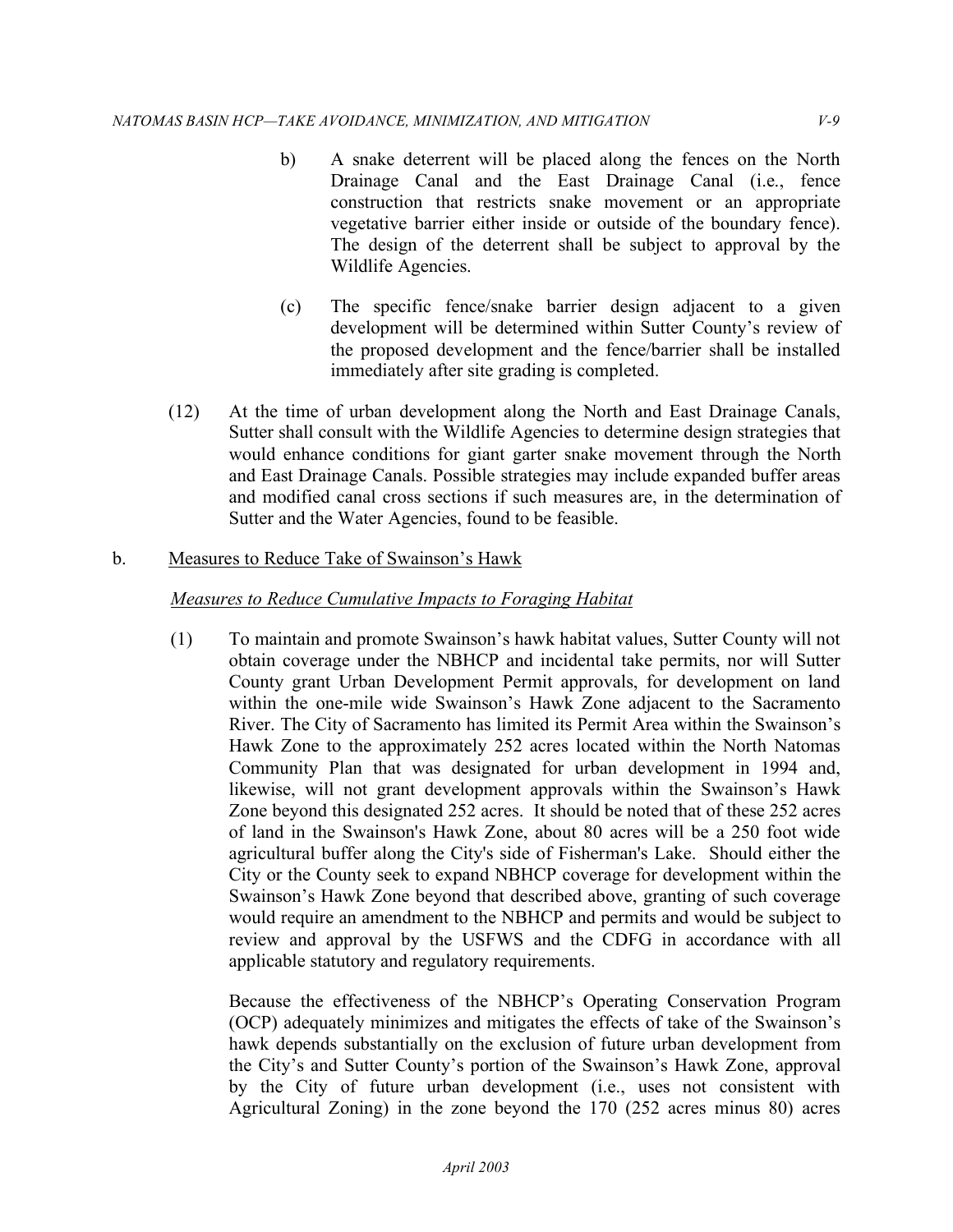b) A snake deterrent will be placed along the fences on the North Drainage Canal and the East Drainage Canal (i.e., fence construction that restricts snake movement or an appropriate vegetative barrier either inside or outside of the boundary fence). The design of the deterrent shall be subject to approval by the Wildlife Agencies.

(c) The specific fence/snake barrier design adjacent to a given development will be determined within Sutter County's review of the proposed development and the fence/barrier shall be installed immediately after site grading is completed.

(12) At the time of urban development along the North and East Drainage Canals, Sutter shall consult with the Wildlife Agencies to determine design strategies that would enhance conditions for giant garter snake movement through the North and East Drainage Canals. Possible strategies may include expanded buffer areas and modified canal cross sections if such measures are, in the determination of Sutter and the Water Agencies, found to be feasible.

b. <u>Measures to Reduce Take of Swainson's Hawk</u>

*<u>Measures to Reduce Cumulative Impacts to Foraging Habitat</u>*

(1) To maintain and promote Swainson's hawk habitat values, Sutter County will not obtain coverage under the NBHCP and incidental take permits, nor will Sutter County grant Urban Development Permit approvals, for development on land within the one-mile wide Swainson's Hawk Zone adjacent to the Sacramento River. The City of Sacramento has limited its Permit Area within the Swainson's Hawk Zone to the approximately 252 acres located within the North Natomas Community Plan that was designated for urban development in 1994 and, likewise, will not grant development approvals within the Swainson's Hawk Zone beyond this designated 252 acres. It should be noted that of these 252 acres of land in the Swainson's Hawk Zone, about 80 acres will be a 250 foot wide agricultural buffer along the City's side of Fisherman's Lake. Should either the City or the County seek to expand NBHCP coverage for development within the Swainson's Hawk Zone beyond that described above, granting of such coverage would require an amendment to the NBHCP and permits and would be subject to review and approval by the USFWS and the CDFG in accordance with all applicable statutory and regulatory requirements.

Because the effectiveness of the NBHCP's Operating Conservation Program (OCP) adequately minimizes and mitigates the effects of take of the Swainson's hawk depends substantially on the exclusion of future urban development from the City's and Sutter County's portion of the Swainson's Hawk Zone, approval by the City of future urban development (i.e., uses not consistent with Agricultural Zoning) in the zone beyond the 170 (252 acres minus 80) acres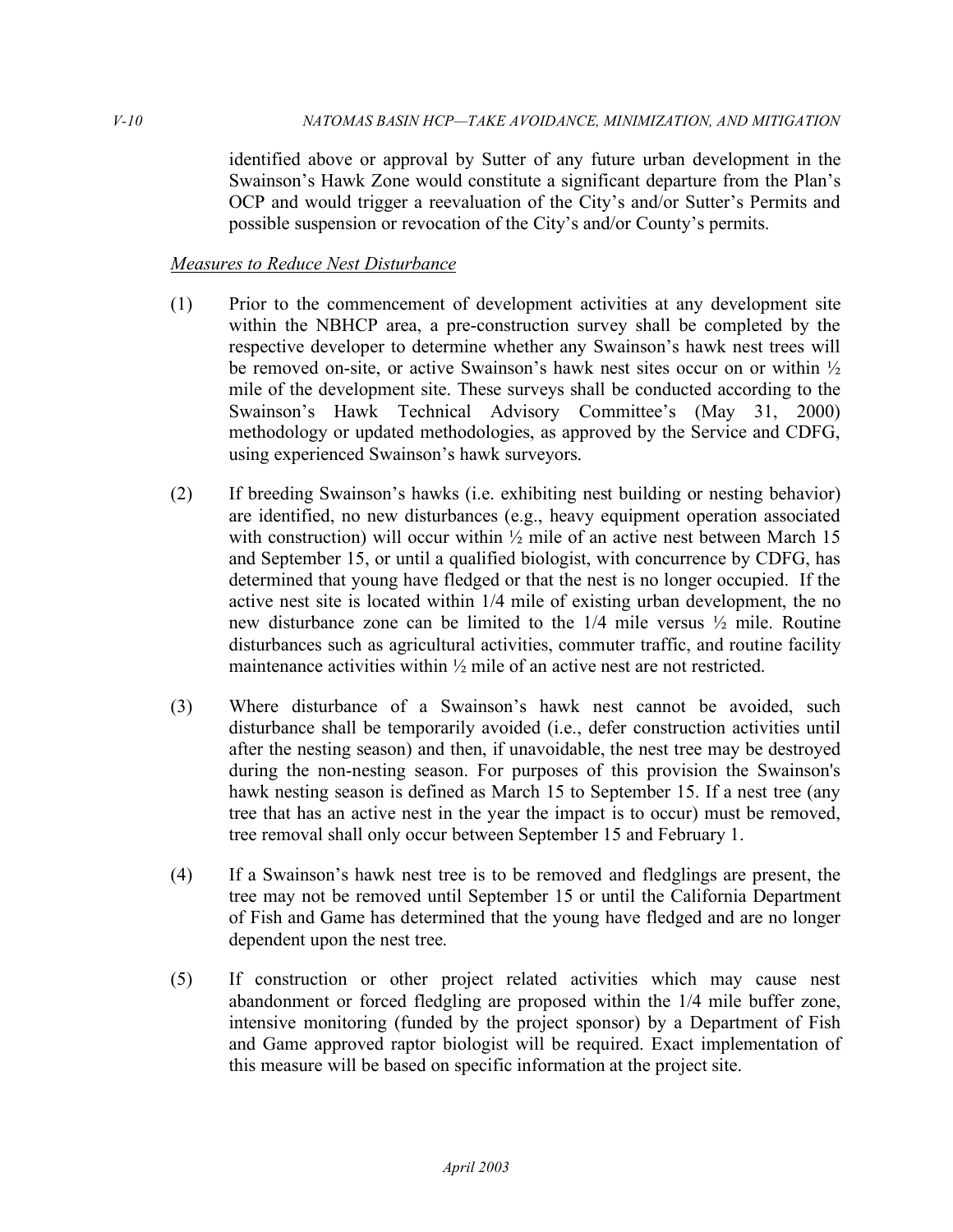identified above or approval by Sutter of any future urban development in the Swainson's Hawk Zone would constitute a significant departure from the Plan's OCP and would trigger a reevaluation of the City's and/or Sutter's Permits and possible suspension or revocation of the City's and/or County's permits.

*Measures to Reduce Nest Disturbance*

(1) Prior to the commencement of development activities at any development site within the NBHCP area, a pre-construction survey shall be completed by the respective developer to determine whether any Swainson's hawk nest trees will be removed on-site, or active Swainson's hawk nest sites occur on or within ½ mile of the development site. These surveys shall be conducted according to the Swainson's Hawk Technical Advisory Committee's (May 31, 2000) methodology or updated methodologies, as approved by the Service and CDFG, using experienced Swainson's hawk surveyors.

(2) If breeding Swainson's hawks (i.e. exhibiting nest building or nesting behavior) are identified, no new disturbances (e.g., heavy equipment operation associated with construction) will occur within ½ mile of an active nest between March 15 and September 15, or until a qualified biologist, with concurrence by CDFG, has determined that young have fledged or that the nest is no longer occupied. If the active nest site is located within 1/4 mile of existing urban development, the no new disturbance zone can be limited to the 1/4 mile versus ½ mile. Routine disturbances such as agricultural activities, commuter traffic, and routine facility maintenance activities within ½ mile of an active nest are not restricted.

(3) Where disturbance of a Swainson's hawk nest cannot be avoided, such disturbance shall be temporarily avoided (i.e., defer construction activities until after the nesting season) and then, if unavoidable, the nest tree may be destroyed during the non-nesting season. For purposes of this provision the Swainson's hawk nesting season is defined as March 15 to September 15. If a nest tree (any tree that has an active nest in the year the impact is to occur) must be removed, tree removal shall only occur between September 15 and February 1.

(4) If a Swainson's hawk nest tree is to be removed and fledglings are present, the tree may not be removed until September 15 or until the California Department of Fish and Game has determined that the young have fledged and are no longer dependent upon the nest tree.

(5) If construction or other project related activities which may cause nest abandonment or forced fledgling are proposed within the 1/4 mile buffer zone, intensive monitoring (funded by the project sponsor) by a Department of Fish and Game approved raptor biologist will be required. Exact implementation of this measure will be based on specific information at the project site.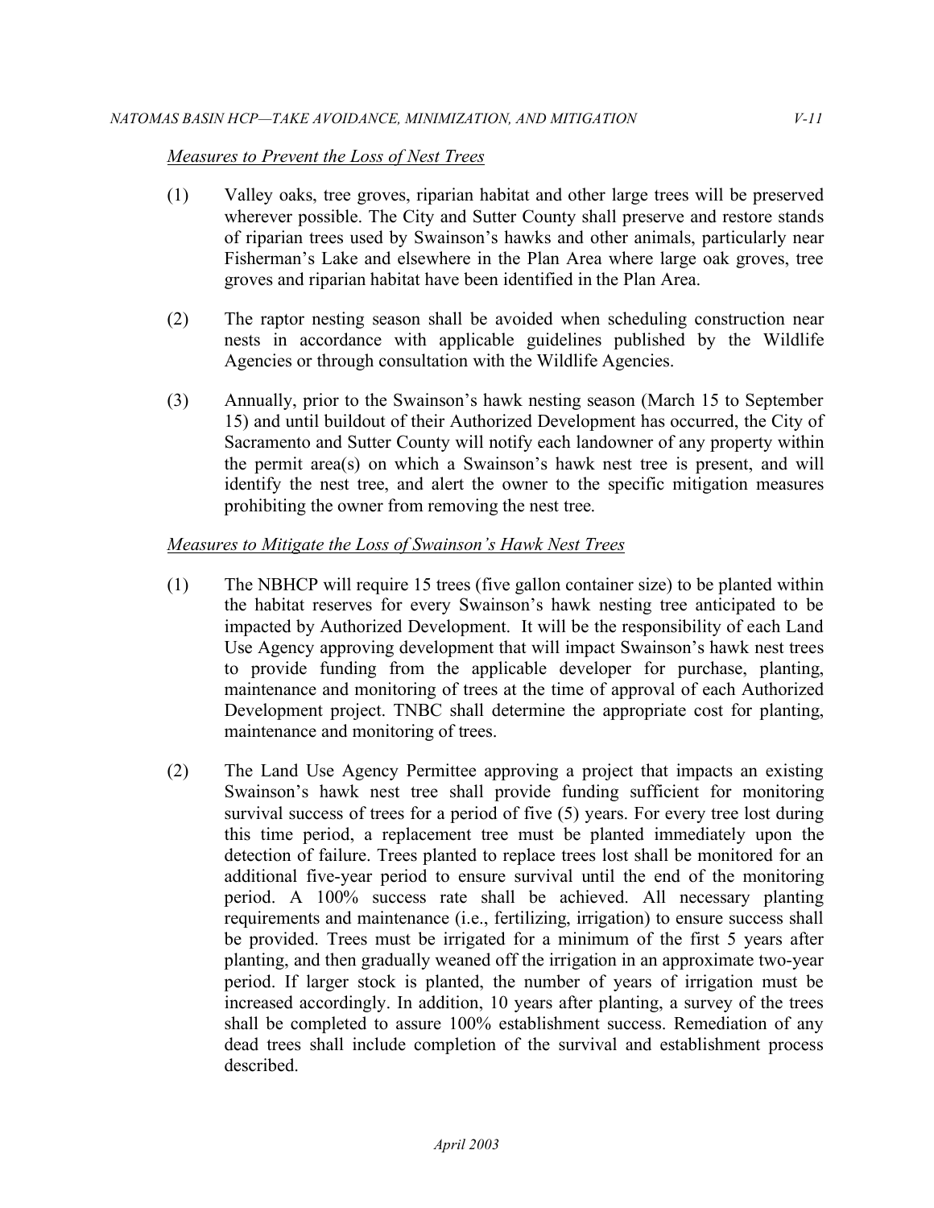*Measures to Prevent the Loss of Nest Trees*

(1) Valley oaks, tree groves, riparian habitat and other large trees will be preserved wherever possible. The City and Sutter County shall preserve and restore stands of riparian trees used by Swainson's hawks and other animals, particularly near Fisherman's Lake and elsewhere in the Plan Area where large oak groves, tree groves and riparian habitat have been identified in the Plan Area.

(2) The raptor nesting season shall be avoided when scheduling construction near nests in accordance with applicable guidelines published by the Wildlife Agencies or through consultation with the Wildlife Agencies.

(3) Annually, prior to the Swainson's hawk nesting season (March 15 to September 15) and until buildout of their Authorized Development has occurred, the City of Sacramento and Sutter County will notify each landowner of any property within the permit area(s) on which a Swainson's hawk nest tree is present, and will identify the nest tree, and alert the owner to the specific mitigation measures prohibiting the owner from removing the nest tree.

*Measures to Mitigate the Loss of Swainson's Hawk Nest Trees*

(1) The NBHCP will require 15 trees (five gallon container size) to be planted within the habitat reserves for every Swainson's hawk nesting tree anticipated to be impacted by Authorized Development. It will be the responsibility of each Land Use Agency approving development that will impact Swainson's hawk nest trees to provide funding from the applicable developer for purchase, planting, maintenance and monitoring of trees at the time of approval of each Authorized Development project. TNBC shall determine the appropriate cost for planting, maintenance and monitoring of trees.

(2) The Land Use Agency Permittee approving a project that impacts an existing Swainson's hawk nest tree shall provide funding sufficient for monitoring survival success of trees for a period of five (5) years. For every tree lost during this time period, a replacement tree must be planted immediately upon the detection of failure. Trees planted to replace trees lost shall be monitored for an additional five-year period to ensure survival until the end of the monitoring period. A 100% success rate shall be achieved. All necessary planting requirements and maintenance (i.e., fertilizing, irrigation) to ensure success shall be provided. Trees must be irrigated for a minimum of the first 5 years after planting, and then gradually weaned off the irrigation in an approximate two-year period. If larger stock is planted, the number of years of irrigation must be increased accordingly. In addition, 10 years after planting, a survey of the trees shall be completed to assure 100% establishment success. Remediation of any dead trees shall include completion of the survival and establishment process described.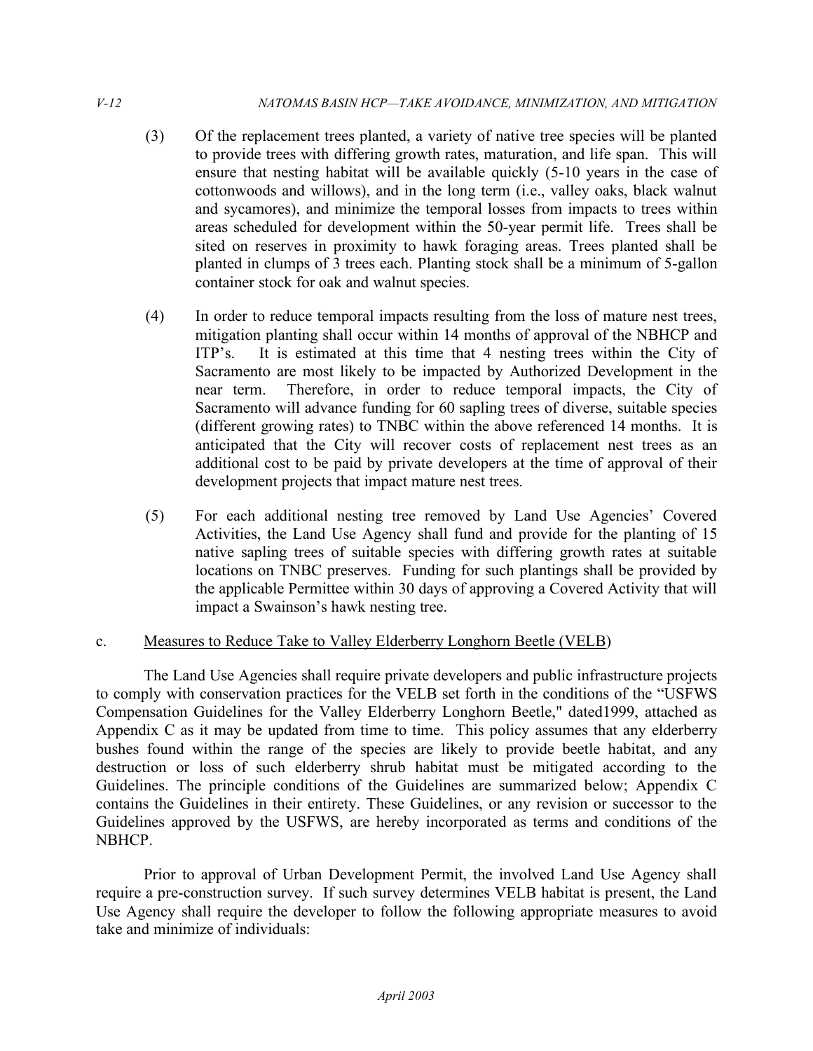(3) Of the replacement trees planted, a variety of native tree species will be planted to provide trees with differing growth rates, maturation, and life span. This will ensure that nesting habitat will be available quickly (5-10 years in the case of cottonwoods and willows), and in the long term (i.e., valley oaks, black walnut and sycamores), and minimize the temporal losses from impacts to trees within areas scheduled for development within the 50-year permit life. Trees shall be sited on reserves in proximity to hawk foraging areas. Trees planted shall be planted in clumps of 3 trees each. Planting stock shall be a minimum of 5-gallon container stock for oak and walnut species.

(4) In order to reduce temporal impacts resulting from the loss of mature nest trees, mitigation planting shall occur within 14 months of approval of the NBHCP and ITP's. It is estimated at this time that 4 nesting trees within the City of Sacramento are most likely to be impacted by Authorized Development in the near term. Therefore, in order to reduce temporal impacts, the City of Sacramento will advance funding for 60 sapling trees of diverse, suitable species (different growing rates) to TNBC within the above referenced 14 months. It is anticipated that the City will recover costs of replacement nest trees as an additional cost to be paid by private developers at the time of approval of their development projects that impact mature nest trees.

(5) For each additional nesting tree removed by Land Use Agencies' Covered Activities, the Land Use Agency shall fund and provide for the planting of 15 native sapling trees of suitable species with differing growth rates at suitable locations on TNBC preserves. Funding for such plantings shall be provided by the applicable Permittee within 30 days of approving a Covered Activity that will impact a Swainson's hawk nesting tree.

c. Measures to Reduce Take to Valley Elderberry Longhorn Beetle (VELB)

The Land Use Agencies shall require private developers and public infrastructure projects to comply with conservation practices for the VELB set forth in the conditions of the "USFWS Compensation Guidelines for the Valley Elderberry Longhorn Beetle," dated1999, attached as Appendix C as it may be updated from time to time. This policy assumes that any elderberry bushes found within the range of the species are likely to provide beetle habitat, and any destruction or loss of such elderberry shrub habitat must be mitigated according to the Guidelines. The principle conditions of the Guidelines are summarized below; Appendix C contains the Guidelines in their entirety. These Guidelines, or any revision or successor to the Guidelines approved by the USFWS, are hereby incorporated as terms and conditions of the NBHCP.

Prior to approval of Urban Development Permit, the involved Land Use Agency shall require a pre-construction survey. If such survey determines VELB habitat is present, the Land Use Agency shall require the developer to follow the following appropriate measures to avoid take and minimize of individuals: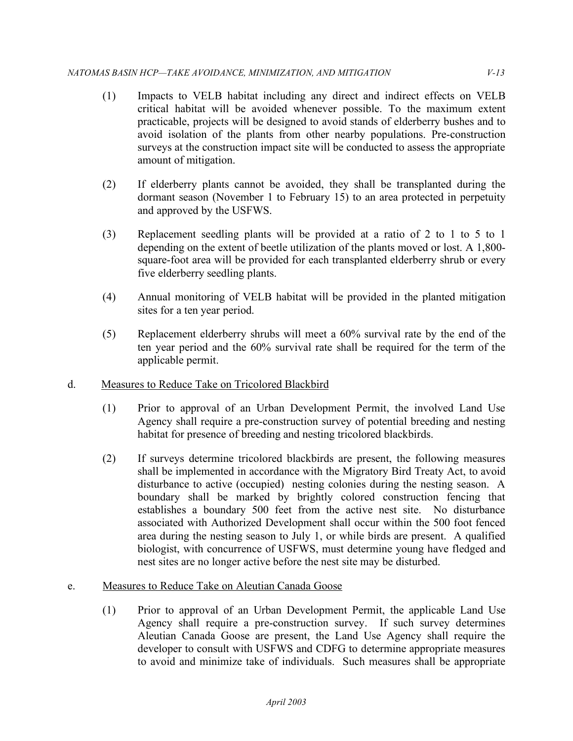(1) Impacts to VELB habitat including any direct and indirect effects on VELB critical habitat will be avoided whenever possible. To the maximum extent practicable, projects will be designed to avoid stands of elderberry bushes and to avoid isolation of the plants from other nearby populations. Pre-construction surveys at the construction impact site will be conducted to assess the appropriate amount of mitigation.

(2) If elderberry plants cannot be avoided, they shall be transplanted during the dormant season (November 1 to February 15) to an area protected in perpetuity and approved by the USFWS.

(3) Replacement seedling plants will be provided at a ratio of 2 to 1 to 5 to 1 depending on the extent of beetle utilization of the plants moved or lost. A 1,800-square-foot area will be provided for each transplanted elderberry shrub or every five elderberry seedling plants.

(4) Annual monitoring of VELB habitat will be provided in the planted mitigation sites for a ten year period.

(5) Replacement elderberry shrubs will meet a 60% survival rate by the end of the ten year period and the 60% survival rate shall be required for the term of the applicable permit.

d. <u>Measures to Reduce Take on Tricolored Blackbird</u>

(1) Prior to approval of an Urban Development Permit, the involved Land Use Agency shall require a pre-construction survey of potential breeding and nesting habitat for presence of breeding and nesting tricolored blackbirds.

(2) If surveys determine tricolored blackbirds are present, the following measures shall be implemented in accordance with the Migratory Bird Treaty Act, to avoid disturbance to active (occupied) nesting colonies during the nesting season. A boundary shall be marked by brightly colored construction fencing that establishes a boundary 500 feet from the active nest site. No disturbance associated with Authorized Development shall occur within the 500 foot fenced area during the nesting season to July 1, or while birds are present. A qualified biologist, with concurrence of USFWS, must determine young have fledged and nest sites are no longer active before the nest site may be disturbed.

e. <u>Measures to Reduce Take on Aleutian Canada Goose</u>

(1) Prior to approval of an Urban Development Permit, the applicable Land Use Agency shall require a pre-construction survey. If such survey determines Aleutian Canada Goose are present, the Land Use Agency shall require the developer to consult with USFWS and CDFG to determine appropriate measures to avoid and minimize take of individuals. Such measures shall be appropriate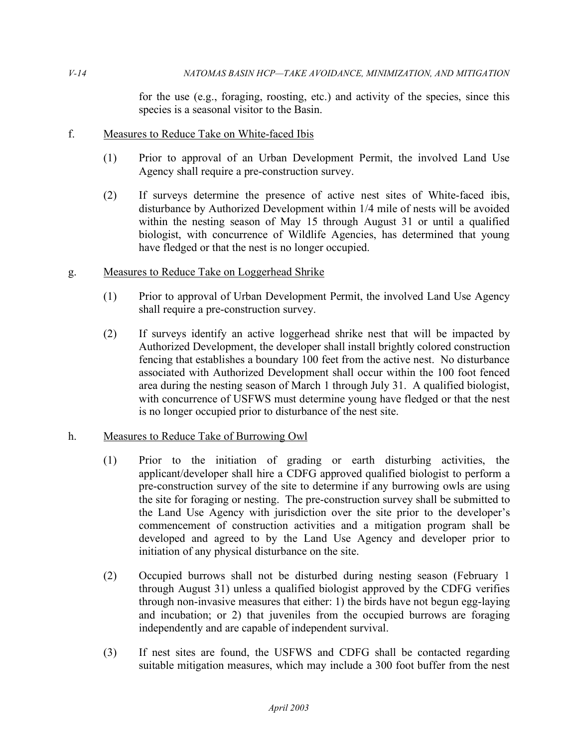for the use (e.g., foraging, roosting, etc.) and activity of the species, since this species is a seasonal visitor to the Basin.

f. Measures to Reduce Take on White-faced Ibis

(1) Prior to approval of an Urban Development Permit, the involved Land Use Agency shall require a pre-construction survey.

(2) If surveys determine the presence of active nest sites of White-faced ibis, disturbance by Authorized Development within 1/4 mile of nests will be avoided within the nesting season of May 15 through August 31 or until a qualified biologist, with concurrence of Wildlife Agencies, has determined that young have fledged or that the nest is no longer occupied.

g. Measures to Reduce Take on Loggerhead Shrike

(1) Prior to approval of Urban Development Permit, the involved Land Use Agency shall require a pre-construction survey.

(2) If surveys identify an active loggerhead shrike nest that will be impacted by Authorized Development, the developer shall install brightly colored construction fencing that establishes a boundary 100 feet from the active nest. No disturbance associated with Authorized Development shall occur within the 100 foot fenced area during the nesting season of March 1 through July 31. A qualified biologist, with concurrence of USFWS must determine young have fledged or that the nest is no longer occupied prior to disturbance of the nest site.

h. Measures to Reduce Take of Burrowing Owl

(1) Prior to the initiation of grading or earth disturbing activities, the applicant/developer shall hire a CDFG approved qualified biologist to perform a pre-construction survey of the site to determine if any burrowing owls are using the site for foraging or nesting. The pre-construction survey shall be submitted to the Land Use Agency with jurisdiction over the site prior to the developer's commencement of construction activities and a mitigation program shall be developed and agreed to by the Land Use Agency and developer prior to initiation of any physical disturbance on the site.

(2) Occupied burrows shall not be disturbed during nesting season (February 1 through August 31) unless a qualified biologist approved by the CDFG verifies through non-invasive measures that either: 1) the birds have not begun egg-laying and incubation; or 2) that juveniles from the occupied burrows are foraging independently and are capable of independent survival.

(3) If nest sites are found, the USFWS and CDFG shall be contacted regarding suitable mitigation measures, which may include a 300 foot buffer from the nest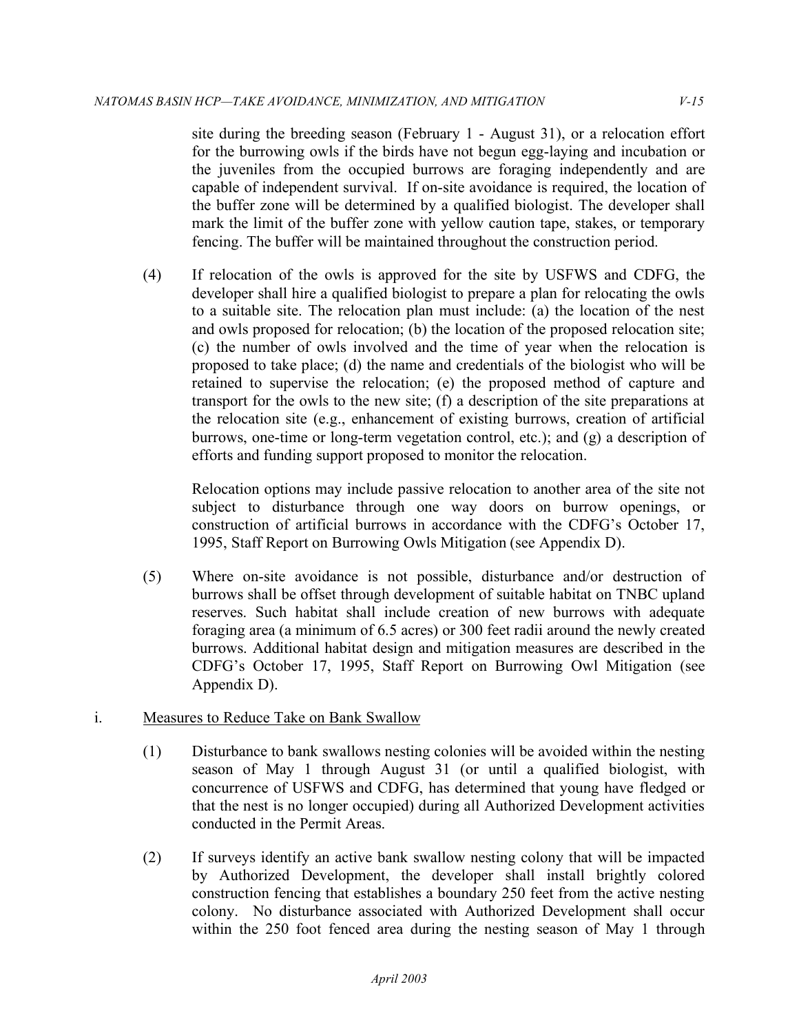site during the breeding season (February 1 - August 31), or a relocation effort for the burrowing owls if the birds have not begun egg-laying and incubation or the juveniles from the occupied burrows are foraging independently and are capable of independent survival. If on-site avoidance is required, the location of the buffer zone will be determined by a qualified biologist. The developer shall mark the limit of the buffer zone with yellow caution tape, stakes, or temporary fencing. The buffer will be maintained throughout the construction period.

(4) If relocation of the owls is approved for the site by USFWS and CDFG, the developer shall hire a qualified biologist to prepare a plan for relocating the owls to a suitable site. The relocation plan must include: (a) the location of the nest and owls proposed for relocation; (b) the location of the proposed relocation site; (c) the number of owls involved and the time of year when the relocation is proposed to take place; (d) the name and credentials of the biologist who will be retained to supervise the relocation; (e) the proposed method of capture and transport for the owls to the new site; (f) a description of the site preparations at the relocation site (e.g., enhancement of existing burrows, creation of artificial burrows, one-time or long-term vegetation control, etc.); and (g) a description of efforts and funding support proposed to monitor the relocation.

Relocation options may include passive relocation to another area of the site not subject to disturbance through one way doors on burrow openings, or construction of artificial burrows in accordance with the CDFG's October 17, 1995, Staff Report on Burrowing Owls Mitigation (see Appendix D).

(5) Where on-site avoidance is not possible, disturbance and/or destruction of burrows shall be offset through development of suitable habitat on TNBC upland reserves. Such habitat shall include creation of new burrows with adequate foraging area (a minimum of 6.5 acres) or 300 feet radii around the newly created burrows. Additional habitat design and mitigation measures are described in the CDFG's October 17, 1995, Staff Report on Burrowing Owl Mitigation (see Appendix D).

i. Measures to Reduce Take on Bank Swallow

(1) Disturbance to bank swallows nesting colonies will be avoided within the nesting season of May 1 through August 31 (or until a qualified biologist, with concurrence of USFWS and CDFG, has determined that young have fledged or that the nest is no longer occupied) during all Authorized Development activities conducted in the Permit Areas.

(2) If surveys identify an active bank swallow nesting colony that will be impacted by Authorized Development, the developer shall install brightly colored construction fencing that establishes a boundary 250 feet from the active nesting colony. No disturbance associated with Authorized Development shall occur within the 250 foot fenced area during the nesting season of May 1 through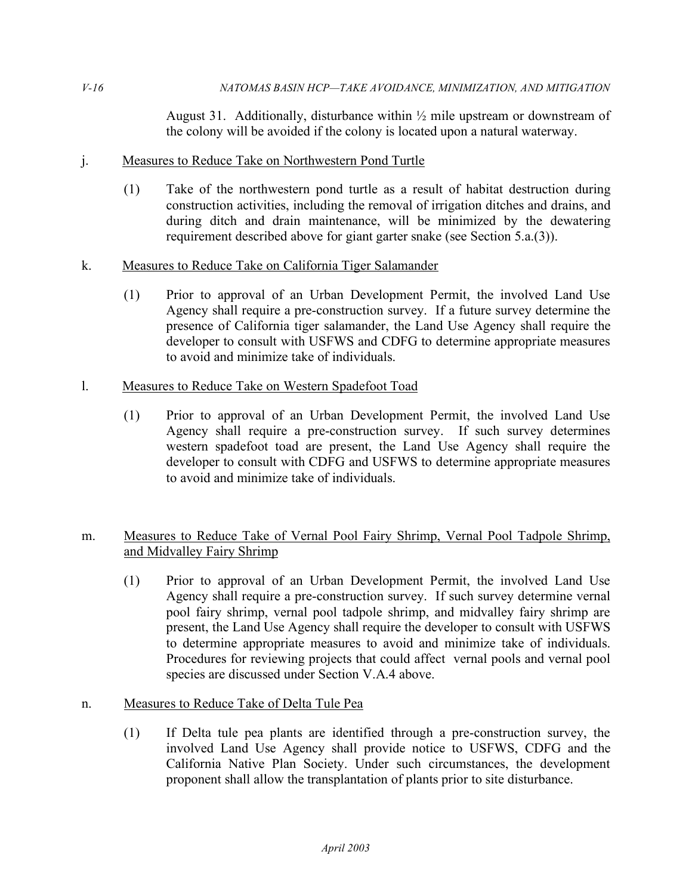August 31. Additionally, disturbance within ½ mile upstream or downstream of the colony will be avoided if the colony is located upon a natural waterway.

j. Measures to Reduce Take on Northwestern Pond Turtle

(1) Take of the northwestern pond turtle as a result of habitat destruction during construction activities, including the removal of irrigation ditches and drains, and during ditch and drain maintenance, will be minimized by the dewatering requirement described above for giant garter snake (see Section 5.a.(3)).

k. Measures to Reduce Take on California Tiger Salamander

(1) Prior to approval of an Urban Development Permit, the involved Land Use Agency shall require a pre-construction survey. If a future survey determine the presence of California tiger salamander, the Land Use Agency shall require the developer to consult with USFWS and CDFG to determine appropriate measures to avoid and minimize take of individuals.

l. Measures to Reduce Take on Western Spadefoot Toad

(1) Prior to approval of an Urban Development Permit, the involved Land Use Agency shall require a pre-construction survey. If such survey determines western spadefoot toad are present, the Land Use Agency shall require the developer to consult with CDFG and USFWS to determine appropriate measures to avoid and minimize take of individuals.

m. Measures to Reduce Take of Vernal Pool Fairy Shrimp, Vernal Pool Tadpole Shrimp, and Midvalley Fairy Shrimp

(1) Prior to approval of an Urban Development Permit, the involved Land Use Agency shall require a pre-construction survey. If such survey determine vernal pool fairy shrimp, vernal pool tadpole shrimp, and midvalley fairy shrimp are present, the Land Use Agency shall require the developer to consult with USFWS to determine appropriate measures to avoid and minimize take of individuals. Procedures for reviewing projects that could affect vernal pools and vernal pool species are discussed under Section V.A.4 above.

n. Measures to Reduce Take of Delta Tule Pea

(1) If Delta tule pea plants are identified through a pre-construction survey, the involved Land Use Agency shall provide notice to USFWS, CDFG and the California Native Plan Society. Under such circumstances, the development proponent shall allow the transplantation of plants prior to site disturbance.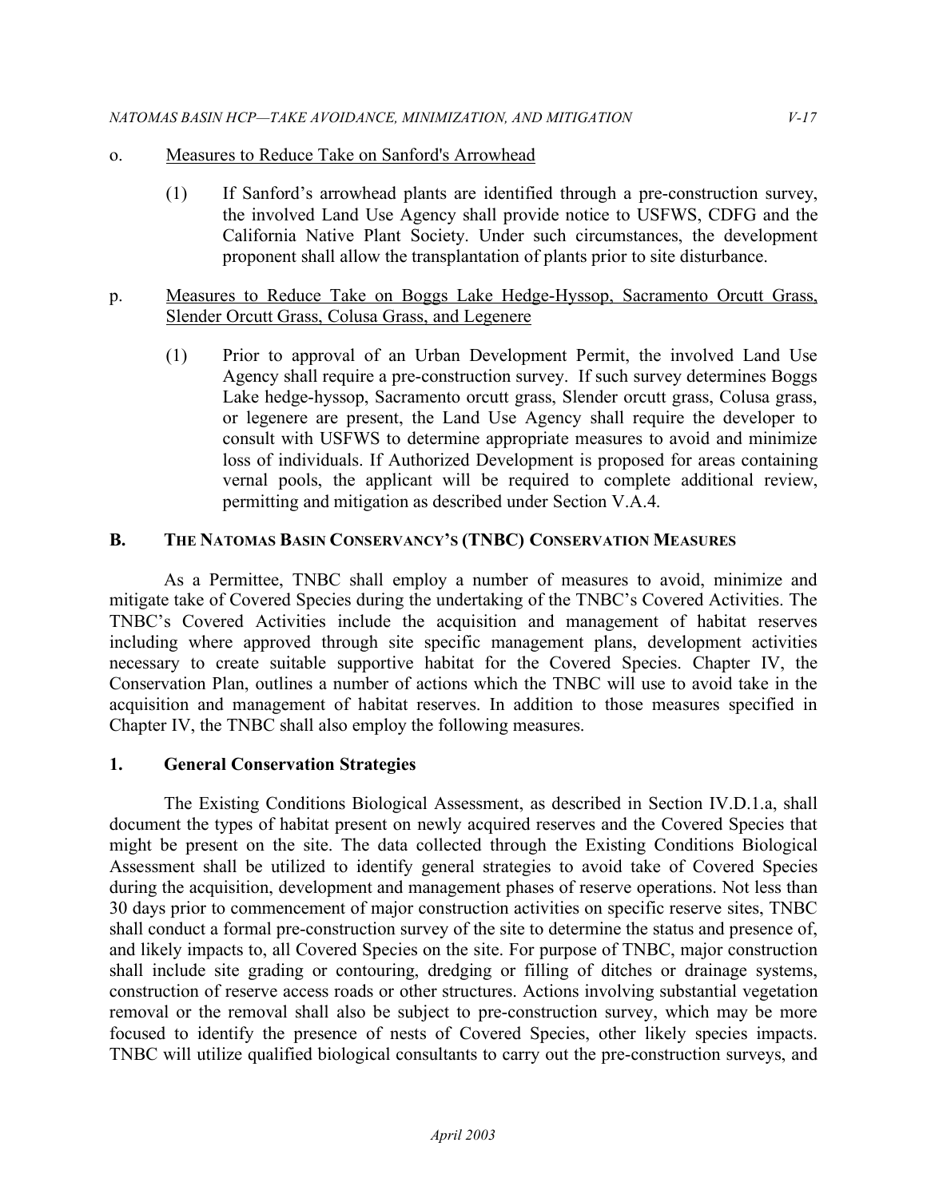o. <u>Measures to Reduce Take on Sanford's Arrowhead</u>

(1) If Sanford's arrowhead plants are identified through a pre-construction survey, the involved Land Use Agency shall provide notice to USFWS, CDFG and the California Native Plant Society. Under such circumstances, the development proponent shall allow the transplantation of plants prior to site disturbance.

p. <u>Measures to Reduce Take on Boggs Lake Hedge-Hyssop, Sacramento Orcutt Grass, Slender Orcutt Grass, Colusa Grass, and Legenere</u>

(1) Prior to approval of an Urban Development Permit, the involved Land Use Agency shall require a pre-construction survey. If such survey determines Boggs Lake hedge-hyssop, Sacramento orcutt grass, Slender orcutt grass, Colusa grass, or legenere are present, the Land Use Agency shall require the developer to consult with USFWS to determine appropriate measures to avoid and minimize loss of individuals. If Authorized Development is proposed for areas containing vernal pools, the applicant will be required to complete additional review, permitting and mitigation as described under Section V.A.4.

## B. THE NATOMAS BASIN CONSERVANCY'S (TNBC) CONSERVATION MEASURES

As a Permittee, TNBC shall employ a number of measures to avoid, minimize and mitigate take of Covered Species during the undertaking of the TNBC's Covered Activities. The TNBC's Covered Activities include the acquisition and management of habitat reserves including where approved through site specific management plans, development activities necessary to create suitable supportive habitat for the Covered Species. Chapter IV, the Conservation Plan, outlines a number of actions which the TNBC will use to avoid take in the acquisition and management of habitat reserves. In addition to those measures specified in Chapter IV, the TNBC shall also employ the following measures.

### 1. General Conservation Strategies

The Existing Conditions Biological Assessment, as described in Section IV.D.1.a, shall document the types of habitat present on newly acquired reserves and the Covered Species that might be present on the site. The data collected through the Existing Conditions Biological Assessment shall be utilized to identify general strategies to avoid take of Covered Species during the acquisition, development and management phases of reserve operations. Not less than 30 days prior to commencement of major construction activities on specific reserve sites, TNBC shall conduct a formal pre-construction survey of the site to determine the status and presence of, and likely impacts to, all Covered Species on the site. For purpose of TNBC, major construction shall include site grading or contouring, dredging or filling of ditches or drainage systems, construction of reserve access roads or other structures. Actions involving substantial vegetation removal or the removal shall also be subject to pre-construction survey, which may be more focused to identify the presence of nests of Covered Species, other likely species impacts. TNBC will utilize qualified biological consultants to carry out the pre-construction surveys, and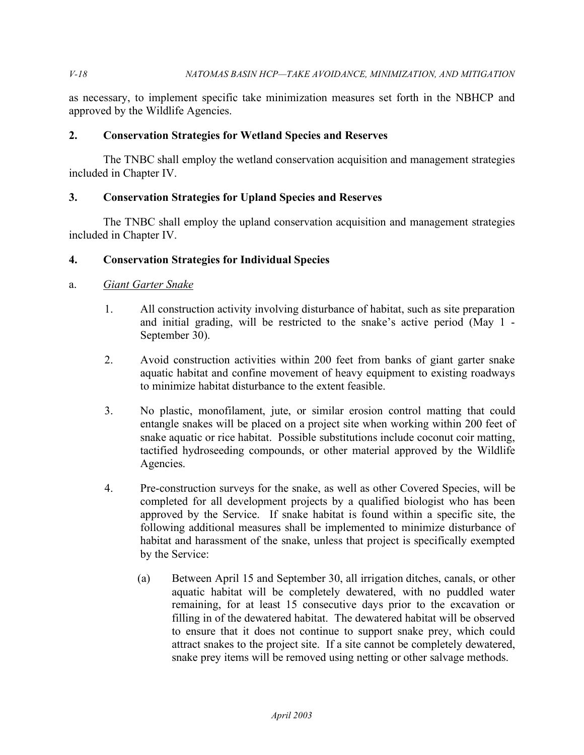as necessary, to implement specific take minimization measures set forth in the NBHCP and approved by the Wildlife Agencies.

## 2. Conservation Strategies for Wetland Species and Reserves

The TNBC shall employ the wetland conservation acquisition and management strategies included in Chapter IV.

## 3. Conservation Strategies for Upland Species and Reserves

The TNBC shall employ the upland conservation acquisition and management strategies included in Chapter IV.

## 4. Conservation Strategies for Individual Species

### a. *Giant Garter Snake*

1. All construction activity involving disturbance of habitat, such as site preparation and initial grading, will be restricted to the snake's active period (May 1 - September 30).

2. Avoid construction activities within 200 feet from banks of giant garter snake aquatic habitat and confine movement of heavy equipment to existing roadways to minimize habitat disturbance to the extent feasible.

3. No plastic, monofilament, jute, or similar erosion control matting that could entangle snakes will be placed on a project site when working within 200 feet of snake aquatic or rice habitat. Possible substitutions include coconut coir matting, tactified hydroseeding compounds, or other material approved by the Wildlife Agencies.

4. Pre-construction surveys for the snake, as well as other Covered Species, will be completed for all development projects by a qualified biologist who has been approved by the Service. If snake habitat is found within a specific site, the following additional measures shall be implemented to minimize disturbance of habitat and harassment of the snake, unless that project is specifically exempted by the Service:

    (a) Between April 15 and September 30, all irrigation ditches, canals, or other aquatic habitat will be completely dewatered, with no puddled water remaining, for at least 15 consecutive days prior to the excavation or filling in of the dewatered habitat. The dewatered habitat will be observed to ensure that it does not continue to support snake prey, which could attract snakes to the project site. If a site cannot be completely dewatered, snake prey items will be removed using netting or other salvage methods.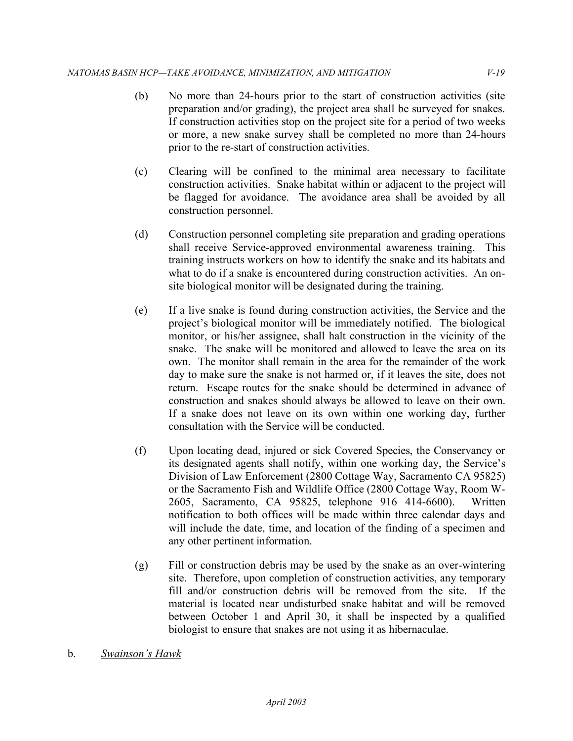(b) No more than 24-hours prior to the start of construction activities (site preparation and/or grading), the project area shall be surveyed for snakes. If construction activities stop on the project site for a period of two weeks or more, a new snake survey shall be completed no more than 24-hours prior to the re-start of construction activities.

(c) Clearing will be confined to the minimal area necessary to facilitate construction activities. Snake habitat within or adjacent to the project will be flagged for avoidance. The avoidance area shall be avoided by all construction personnel.

(d) Construction personnel completing site preparation and grading operations shall receive Service-approved environmental awareness training. This training instructs workers on how to identify the snake and its habitats and what to do if a snake is encountered during construction activities. An on-site biological monitor will be designated during the training.

(e) If a live snake is found during construction activities, the Service and the project's biological monitor will be immediately notified. The biological monitor, or his/her assignee, shall halt construction in the vicinity of the snake. The snake will be monitored and allowed to leave the area on its own. The monitor shall remain in the area for the remainder of the work day to make sure the snake is not harmed or, if it leaves the site, does not return. Escape routes for the snake should be determined in advance of construction and snakes should always be allowed to leave on their own. If a snake does not leave on its own within one working day, further consultation with the Service will be conducted.

(f) Upon locating dead, injured or sick Covered Species, the Conservancy or its designated agents shall notify, within one working day, the Service's Division of Law Enforcement (2800 Cottage Way, Sacramento CA 95825) or the Sacramento Fish and Wildlife Office (2800 Cottage Way, Room W-2605, Sacramento, CA 95825, telephone 916 414-6600). Written notification to both offices will be made within three calendar days and will include the date, time, and location of the finding of a specimen and any other pertinent information.

(g) Fill or construction debris may be used by the snake as an over-wintering site. Therefore, upon completion of construction activities, any temporary fill and/or construction debris will be removed from the site. If the material is located near undisturbed snake habitat and will be removed between October 1 and April 30, it shall be inspected by a qualified biologist to ensure that snakes are not using it as hibernaculae.

b. *Swainson's Hawk*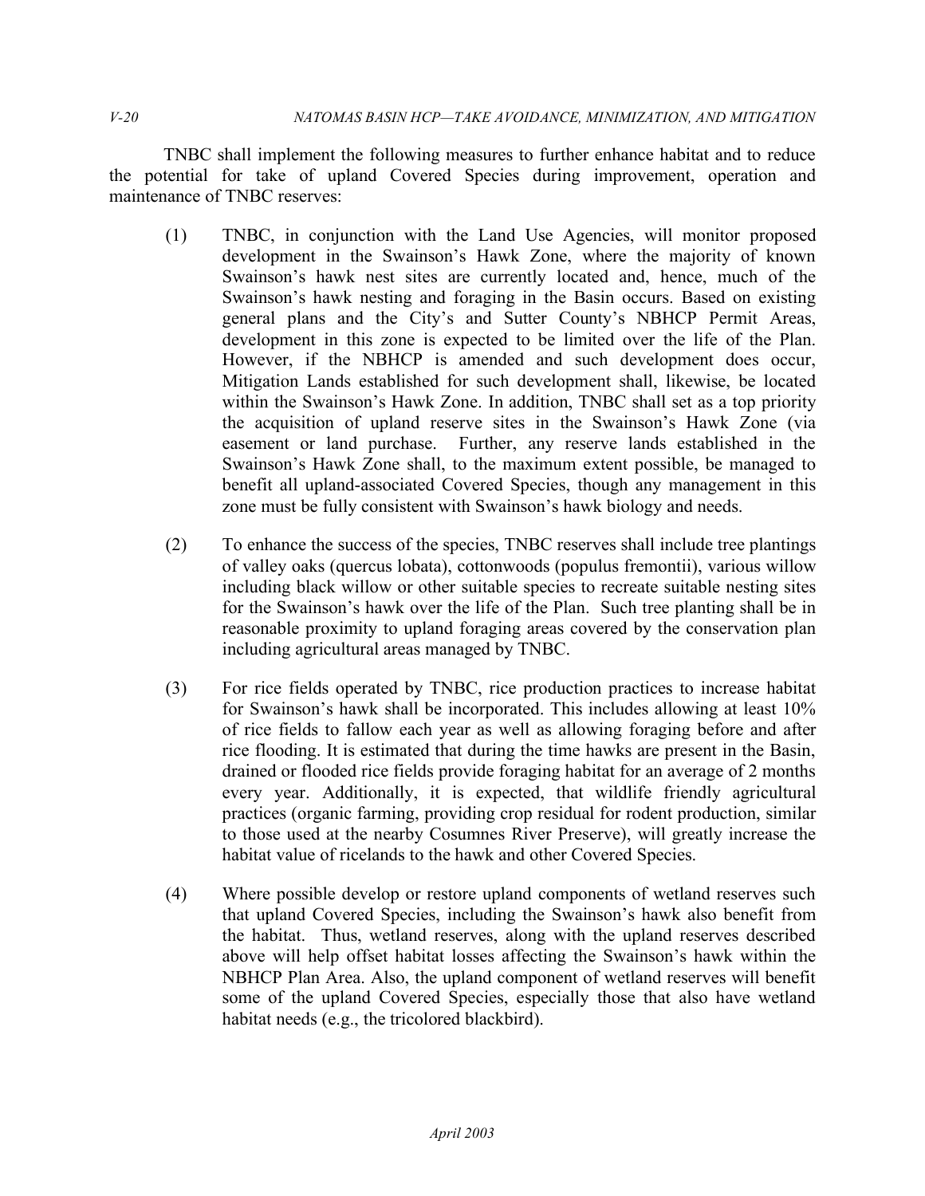TNBC shall implement the following measures to further enhance habitat and to reduce the potential for take of upland Covered Species during improvement, operation and maintenance of TNBC reserves:

(1) TNBC, in conjunction with the Land Use Agencies, will monitor proposed development in the Swainson's Hawk Zone, where the majority of known Swainson's hawk nest sites are currently located and, hence, much of the Swainson's hawk nesting and foraging in the Basin occurs. Based on existing general plans and the City's and Sutter County's NBHCP Permit Areas, development in this zone is expected to be limited over the life of the Plan. However, if the NBHCP is amended and such development does occur, Mitigation Lands established for such development shall, likewise, be located within the Swainson's Hawk Zone. In addition, TNBC shall set as a top priority the acquisition of upland reserve sites in the Swainson's Hawk Zone (via easement or land purchase. Further, any reserve lands established in the Swainson's Hawk Zone shall, to the maximum extent possible, be managed to benefit all upland-associated Covered Species, though any management in this zone must be fully consistent with Swainson's hawk biology and needs.

(2) To enhance the success of the species, TNBC reserves shall include tree plantings of valley oaks (quercus lobata), cottonwoods (populus fremontii), various willow including black willow or other suitable species to recreate suitable nesting sites for the Swainson's hawk over the life of the Plan. Such tree planting shall be in reasonable proximity to upland foraging areas covered by the conservation plan including agricultural areas managed by TNBC.

(3) For rice fields operated by TNBC, rice production practices to increase habitat for Swainson's hawk shall be incorporated. This includes allowing at least 10% of rice fields to fallow each year as well as allowing foraging before and after rice flooding. It is estimated that during the time hawks are present in the Basin, drained or flooded rice fields provide foraging habitat for an average of 2 months every year. Additionally, it is expected, that wildlife friendly agricultural practices (organic farming, providing crop residual for rodent production, similar to those used at the nearby Cosumnes River Preserve), will greatly increase the habitat value of ricelands to the hawk and other Covered Species.

(4) Where possible develop or restore upland components of wetland reserves such that upland Covered Species, including the Swainson's hawk also benefit from the habitat. Thus, wetland reserves, along with the upland reserves described above will help offset habitat losses affecting the Swainson's hawk within the NBHCP Plan Area. Also, the upland component of wetland reserves will benefit some of the upland Covered Species, especially those that also have wetland habitat needs (e.g., the tricolored blackbird).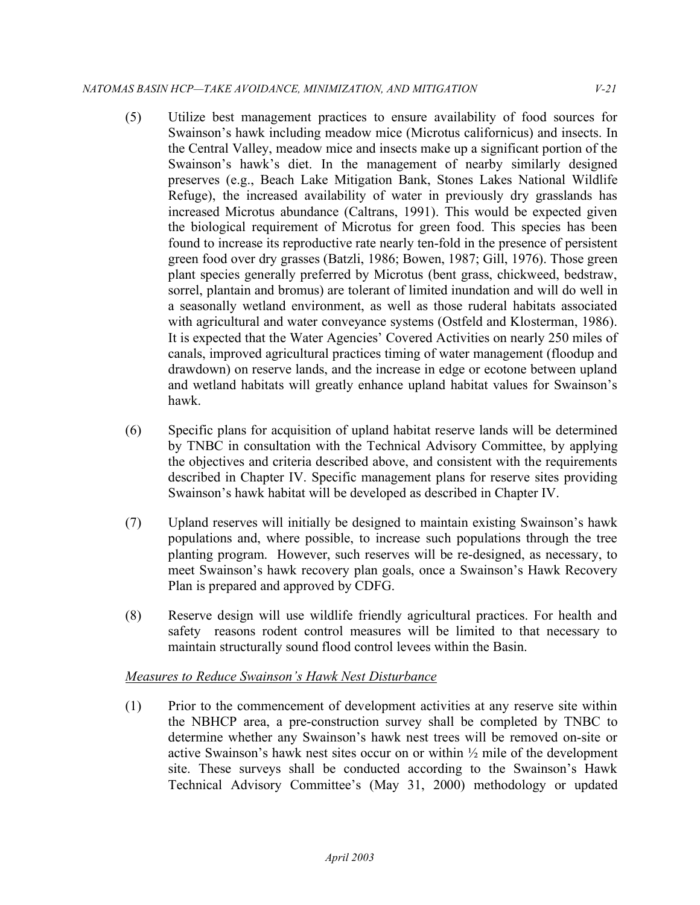(5) Utilize best management practices to ensure availability of food sources for Swainson's hawk including meadow mice (Microtus californicus) and insects. In the Central Valley, meadow mice and insects make up a significant portion of the Swainson's hawk's diet. In the management of nearby similarly designed preserves (e.g., Beach Lake Mitigation Bank, Stones Lakes National Wildlife Refuge), the increased availability of water in previously dry grasslands has increased Microtus abundance (Caltrans, 1991). This would be expected given the biological requirement of Microtus for green food. This species has been found to increase its reproductive rate nearly ten-fold in the presence of persistent green food over dry grasses (Batzli, 1986; Bowen, 1987; Gill, 1976). Those green plant species generally preferred by Microtus (bent grass, chickweed, bedstraw, sorrel, plantain and bromus) are tolerant of limited inundation and will do well in a seasonally wetland environment, as well as those ruderal habitats associated with agricultural and water conveyance systems (Ostfeld and Klosterman, 1986). It is expected that the Water Agencies' Covered Activities on nearly 250 miles of canals, improved agricultural practices timing of water management (floodup and drawdown) on reserve lands, and the increase in edge or ecotone between upland and wetland habitats will greatly enhance upland habitat values for Swainson's hawk.

(6) Specific plans for acquisition of upland habitat reserve lands will be determined by TNBC in consultation with the Technical Advisory Committee, by applying the objectives and criteria described above, and consistent with the requirements described in Chapter IV. Specific management plans for reserve sites providing Swainson's hawk habitat will be developed as described in Chapter IV.

(7) Upland reserves will initially be designed to maintain existing Swainson's hawk populations and, where possible, to increase such populations through the tree planting program. However, such reserves will be re-designed, as necessary, to meet Swainson's hawk recovery plan goals, once a Swainson's Hawk Recovery Plan is prepared and approved by CDFG.

(8) Reserve design will use wildlife friendly agricultural practices. For health and safety reasons rodent control measures will be limited to that necessary to maintain structurally sound flood control levees within the Basin.

*Measures to Reduce Swainson's Hawk Nest Disturbance*

(1) Prior to the commencement of development activities at any reserve site within the NBHCP area, a pre-construction survey shall be completed by TNBC to determine whether any Swainson's hawk nest trees will be removed on-site or active Swainson's hawk nest sites occur on or within ½ mile of the development site. These surveys shall be conducted according to the Swainson's Hawk Technical Advisory Committee's (May 31, 2000) methodology or updated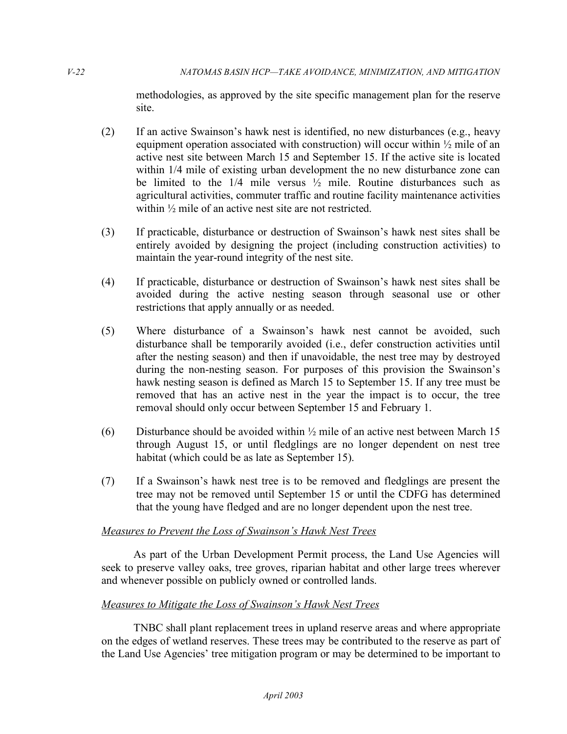methodologies, as approved by the site specific management plan for the reserve site.

(2) If an active Swainson's hawk nest is identified, no new disturbances (e.g., heavy equipment operation associated with construction) will occur within ½ mile of an active nest site between March 15 and September 15. If the active site is located within 1/4 mile of existing urban development the no new disturbance zone can be limited to the 1/4 mile versus ½ mile. Routine disturbances such as agricultural activities, commuter traffic and routine facility maintenance activities within ½ mile of an active nest site are not restricted.

(3) If practicable, disturbance or destruction of Swainson's hawk nest sites shall be entirely avoided by designing the project (including construction activities) to maintain the year-round integrity of the nest site.

(4) If practicable, disturbance or destruction of Swainson's hawk nest sites shall be avoided during the active nesting season through seasonal use or other restrictions that apply annually or as needed.

(5) Where disturbance of a Swainson's hawk nest cannot be avoided, such disturbance shall be temporarily avoided (i.e., defer construction activities until after the nesting season) and then if unavoidable, the nest tree may by destroyed during the non-nesting season. For purposes of this provision the Swainson's hawk nesting season is defined as March 15 to September 15. If any tree must be removed that has an active nest in the year the impact is to occur, the tree removal should only occur between September 15 and February 1.

(6) Disturbance should be avoided within ½ mile of an active nest between March 15 through August 15, or until fledglings are no longer dependent on nest tree habitat (which could be as late as September 15).

(7) If a Swainson's hawk nest tree is to be removed and fledglings are present the tree may not be removed until September 15 or until the CDFG has determined that the young have fledged and are no longer dependent upon the nest tree.

*Measures to Prevent the Loss of Swainson's Hawk Nest Trees*

As part of the Urban Development Permit process, the Land Use Agencies will seek to preserve valley oaks, tree groves, riparian habitat and other large trees wherever and whenever possible on publicly owned or controlled lands.

*Measures to Mitigate the Loss of Swainson's Hawk Nest Trees*

TNBC shall plant replacement trees in upland reserve areas and where appropriate on the edges of wetland reserves. These trees may be contributed to the reserve as part of the Land Use Agencies' tree mitigation program or may be determined to be important to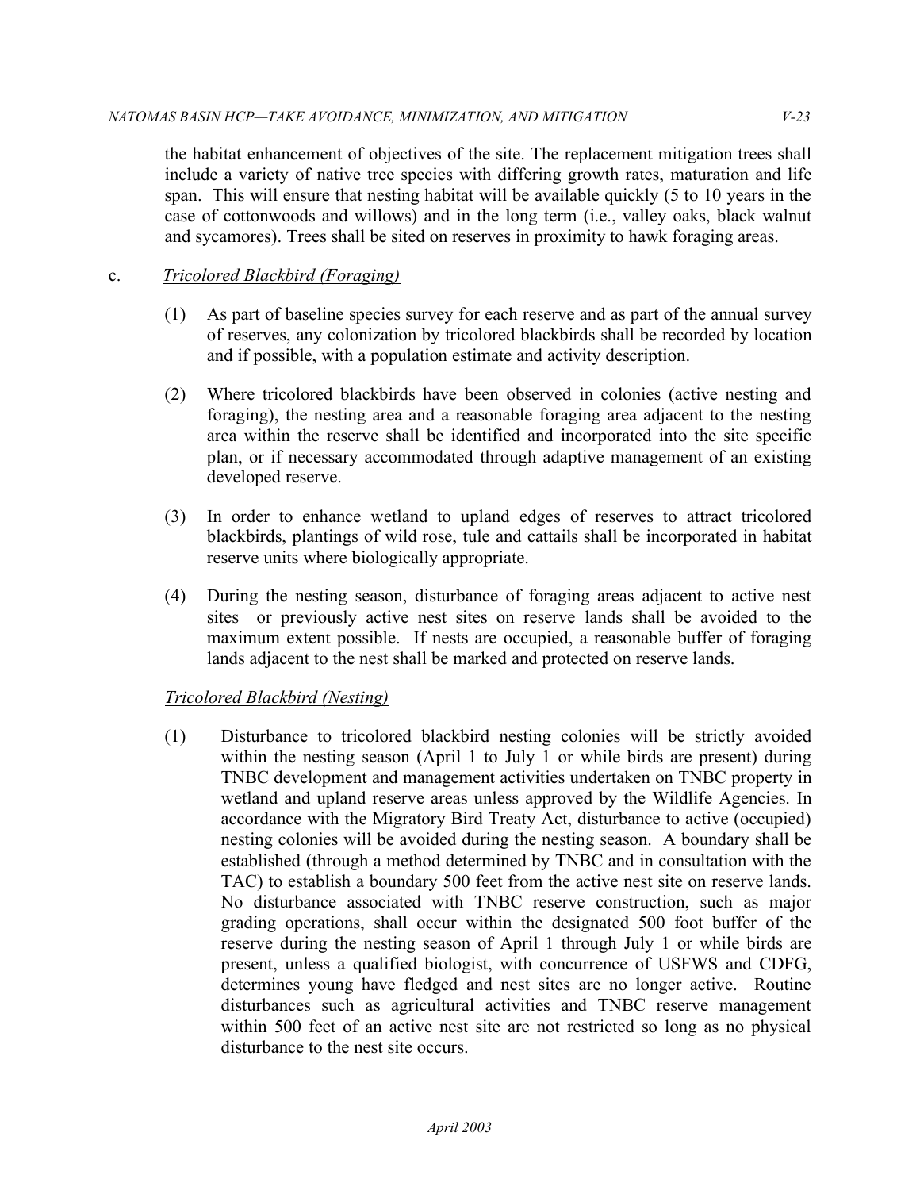the habitat enhancement of objectives of the site. The replacement mitigation trees shall include a variety of native tree species with differing growth rates, maturation and life span. This will ensure that nesting habitat will be available quickly (5 to 10 years in the case of cottonwoods and willows) and in the long term (i.e., valley oaks, black walnut and sycamores). Trees shall be sited on reserves in proximity to hawk foraging areas.

c. *Tricolored Blackbird (Foraging)*

(1) As part of baseline species survey for each reserve and as part of the annual survey of reserves, any colonization by tricolored blackbirds shall be recorded by location and if possible, with a population estimate and activity description.

(2) Where tricolored blackbirds have been observed in colonies (active nesting and foraging), the nesting area and a reasonable foraging area adjacent to the nesting area within the reserve shall be identified and incorporated into the site specific plan, or if necessary accommodated through adaptive management of an existing developed reserve.

(3) In order to enhance wetland to upland edges of reserves to attract tricolored blackbirds, plantings of wild rose, tule and cattails shall be incorporated in habitat reserve units where biologically appropriate.

(4) During the nesting season, disturbance of foraging areas adjacent to active nest sites or previously active nest sites on reserve lands shall be avoided to the maximum extent possible. If nests are occupied, a reasonable buffer of foraging lands adjacent to the nest shall be marked and protected on reserve lands.

*Tricolored Blackbird (Nesting)*

(1) Disturbance to tricolored blackbird nesting colonies will be strictly avoided within the nesting season (April 1 to July 1 or while birds are present) during TNBC development and management activities undertaken on TNBC property in wetland and upland reserve areas unless approved by the Wildlife Agencies. In accordance with the Migratory Bird Treaty Act, disturbance to active (occupied) nesting colonies will be avoided during the nesting season. A boundary shall be established (through a method determined by TNBC and in consultation with the TAC) to establish a boundary 500 feet from the active nest site on reserve lands. No disturbance associated with TNBC reserve construction, such as major grading operations, shall occur within the designated 500 foot buffer of the reserve during the nesting season of April 1 through July 1 or while birds are present, unless a qualified biologist, with concurrence of USFWS and CDFG, determines young have fledged and nest sites are no longer active. Routine disturbances such as agricultural activities and TNBC reserve management within 500 feet of an active nest site are not restricted so long as no physical disturbance to the nest site occurs.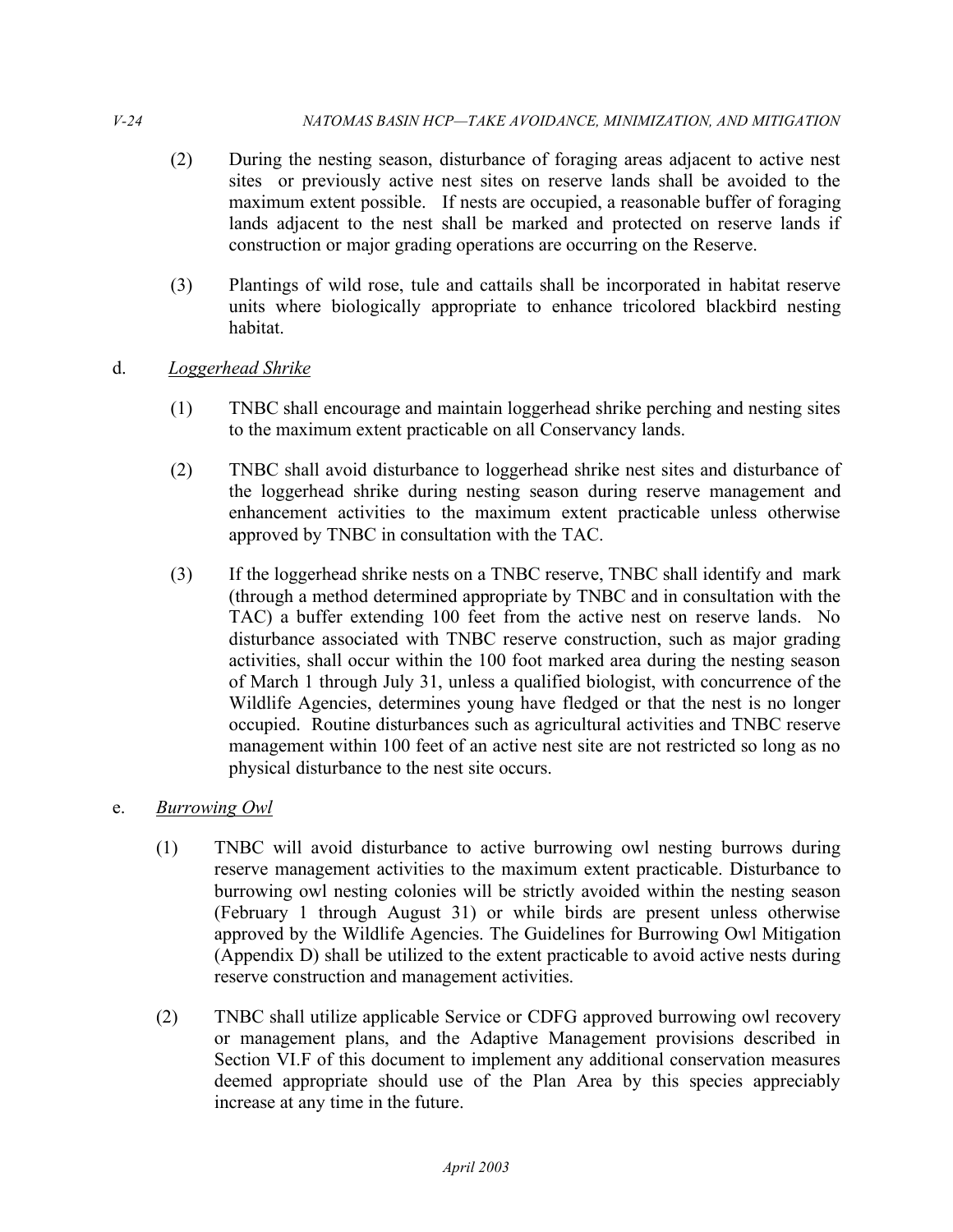(2) During the nesting season, disturbance of foraging areas adjacent to active nest sites or previously active nest sites on reserve lands shall be avoided to the maximum extent possible. If nests are occupied, a reasonable buffer of foraging lands adjacent to the nest shall be marked and protected on reserve lands if construction or major grading operations are occurring on the Reserve.

(3) Plantings of wild rose, tule and cattails shall be incorporated in habitat reserve units where biologically appropriate to enhance tricolored blackbird nesting habitat.

d. <u>*Loggerhead Shrike*</u>

(1) TNBC shall encourage and maintain loggerhead shrike perching and nesting sites to the maximum extent practicable on all Conservancy lands.

(2) TNBC shall avoid disturbance to loggerhead shrike nest sites and disturbance of the loggerhead shrike during nesting season during reserve management and enhancement activities to the maximum extent practicable unless otherwise approved by TNBC in consultation with the TAC.

(3) If the loggerhead shrike nests on a TNBC reserve, TNBC shall identify and mark (through a method determined appropriate by TNBC and in consultation with the TAC) a buffer extending 100 feet from the active nest on reserve lands. No disturbance associated with TNBC reserve construction, such as major grading activities, shall occur within the 100 foot marked area during the nesting season of March 1 through July 31, unless a qualified biologist, with concurrence of the Wildlife Agencies, determines young have fledged or that the nest is no longer occupied. Routine disturbances such as agricultural activities and TNBC reserve management within 100 feet of an active nest site are not restricted so long as no physical disturbance to the nest site occurs.

e. <u>*Burrowing Owl*</u>

(1) TNBC will avoid disturbance to active burrowing owl nesting burrows during reserve management activities to the maximum extent practicable. Disturbance to burrowing owl nesting colonies will be strictly avoided within the nesting season (February 1 through August 31) or while birds are present unless otherwise approved by the Wildlife Agencies. The Guidelines for Burrowing Owl Mitigation (Appendix D) shall be utilized to the extent practicable to avoid active nests during reserve construction and management activities.

(2) TNBC shall utilize applicable Service or CDFG approved burrowing owl recovery or management plans, and the Adaptive Management provisions described in Section VI.F of this document to implement any additional conservation measures deemed appropriate should use of the Plan Area by this species appreciably increase at any time in the future.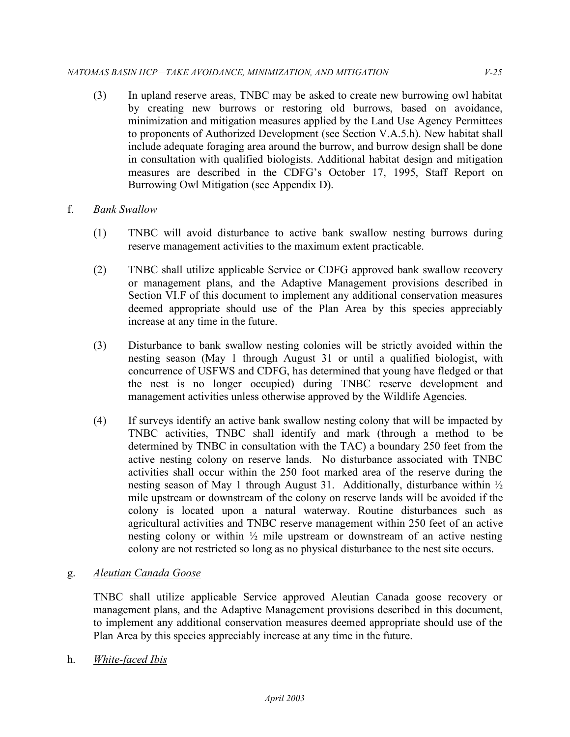(3) In upland reserve areas, TNBC may be asked to create new burrowing owl habitat by creating new burrows or restoring old burrows, based on avoidance, minimization and mitigation measures applied by the Land Use Agency Permittees to proponents of Authorized Development (see Section V.A.5.h). New habitat shall include adequate foraging area around the burrow, and burrow design shall be done in consultation with qualified biologists. Additional habitat design and mitigation measures are described in the CDFG's October 17, 1995, Staff Report on Burrowing Owl Mitigation (see Appendix D).

f. *Bank Swallow*

(1) TNBC will avoid disturbance to active bank swallow nesting burrows during reserve management activities to the maximum extent practicable.

(2) TNBC shall utilize applicable Service or CDFG approved bank swallow recovery or management plans, and the Adaptive Management provisions described in Section VI.F of this document to implement any additional conservation measures deemed appropriate should use of the Plan Area by this species appreciably increase at any time in the future.

(3) Disturbance to bank swallow nesting colonies will be strictly avoided within the nesting season (May 1 through August 31 or until a qualified biologist, with concurrence of USFWS and CDFG, has determined that young have fledged or that the nest is no longer occupied) during TNBC reserve development and management activities unless otherwise approved by the Wildlife Agencies.

(4) If surveys identify an active bank swallow nesting colony that will be impacted by TNBC activities, TNBC shall identify and mark (through a method to be determined by TNBC in consultation with the TAC) a boundary 250 feet from the active nesting colony on reserve lands. No disturbance associated with TNBC activities shall occur within the 250 foot marked area of the reserve during the nesting season of May 1 through August 31. Additionally, disturbance within ½ mile upstream or downstream of the colony on reserve lands will be avoided if the colony is located upon a natural waterway. Routine disturbances such as agricultural activities and TNBC reserve management within 250 feet of an active nesting colony or within ½ mile upstream or downstream of an active nesting colony are not restricted so long as no physical disturbance to the nest site occurs.

g. *Aleutian Canada Goose*

TNBC shall utilize applicable Service approved Aleutian Canada goose recovery or management plans, and the Adaptive Management provisions described in this document, to implement any additional conservation measures deemed appropriate should use of the Plan Area by this species appreciably increase at any time in the future.

h. *White-faced Ibis*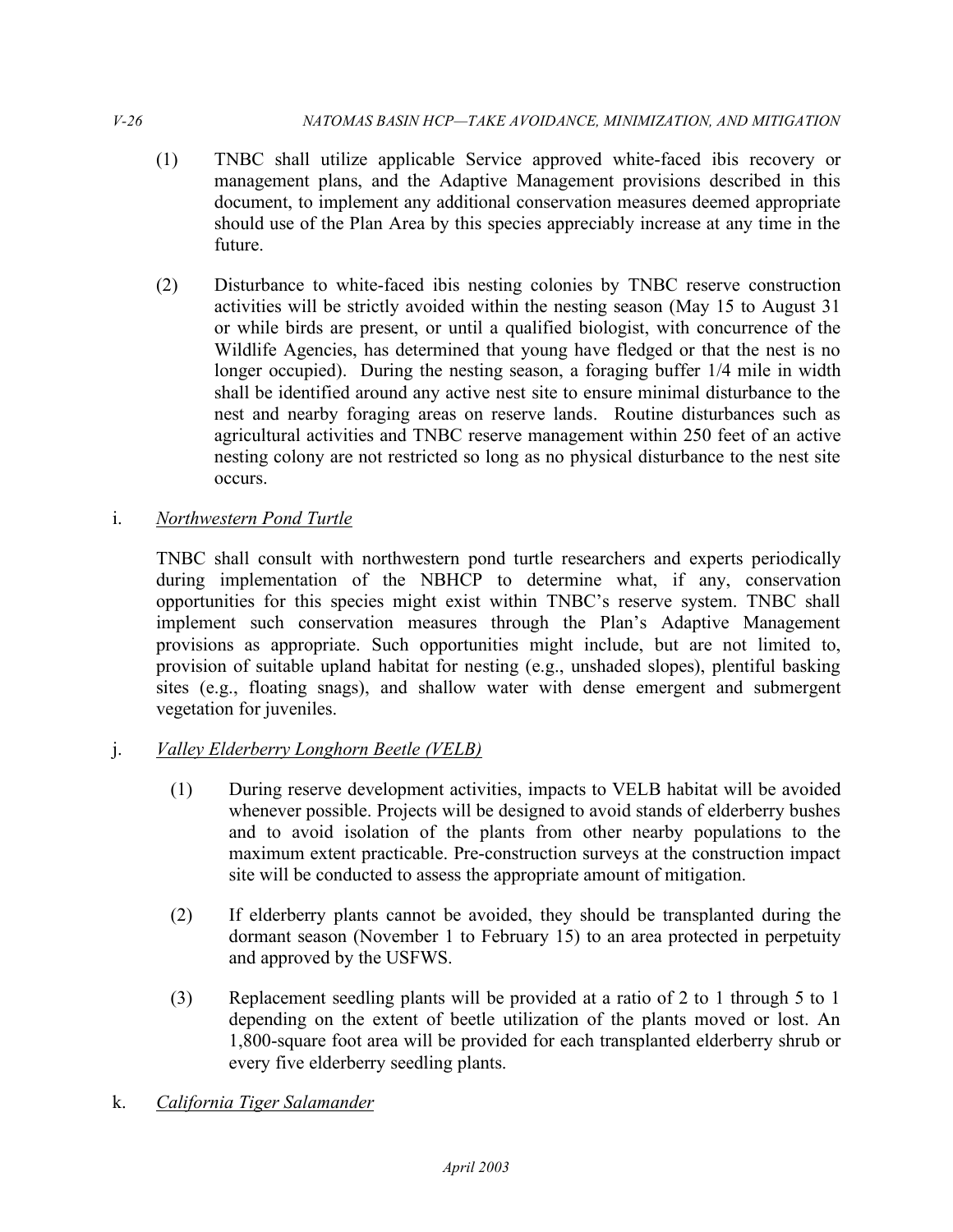(1) TNBC shall utilize applicable Service approved white-faced ibis recovery or management plans, and the Adaptive Management provisions described in this document, to implement any additional conservation measures deemed appropriate should use of the Plan Area by this species appreciably increase at any time in the future.

(2) Disturbance to white-faced ibis nesting colonies by TNBC reserve construction activities will be strictly avoided within the nesting season (May 15 to August 31 or while birds are present, or until a qualified biologist, with concurrence of the Wildlife Agencies, has determined that young have fledged or that the nest is no longer occupied). During the nesting season, a foraging buffer 1/4 mile in width shall be identified around any active nest site to ensure minimal disturbance to the nest and nearby foraging areas on reserve lands. Routine disturbances such as agricultural activities and TNBC reserve management within 250 feet of an active nesting colony are not restricted so long as no physical disturbance to the nest site occurs.

i. *Northwestern Pond Turtle*

TNBC shall consult with northwestern pond turtle researchers and experts periodically during implementation of the NBHCP to determine what, if any, conservation opportunities for this species might exist within TNBC's reserve system. TNBC shall implement such conservation measures through the Plan's Adaptive Management provisions as appropriate. Such opportunities might include, but are not limited to, provision of suitable upland habitat for nesting (e.g., unshaded slopes), plentiful basking sites (e.g., floating snags), and shallow water with dense emergent and submergent vegetation for juveniles.

j. *Valley Elderberry Longhorn Beetle (VELB)*

(1) During reserve development activities, impacts to VELB habitat will be avoided whenever possible. Projects will be designed to avoid stands of elderberry bushes and to avoid isolation of the plants from other nearby populations to the maximum extent practicable. Pre-construction surveys at the construction impact site will be conducted to assess the appropriate amount of mitigation.

(2) If elderberry plants cannot be avoided, they should be transplanted during the dormant season (November 1 to February 15) to an area protected in perpetuity and approved by the USFWS.

(3) Replacement seedling plants will be provided at a ratio of 2 to 1 through 5 to 1 depending on the extent of beetle utilization of the plants moved or lost. An 1,800-square foot area will be provided for each transplanted elderberry shrub or every five elderberry seedling plants.

k. *California Tiger Salamander*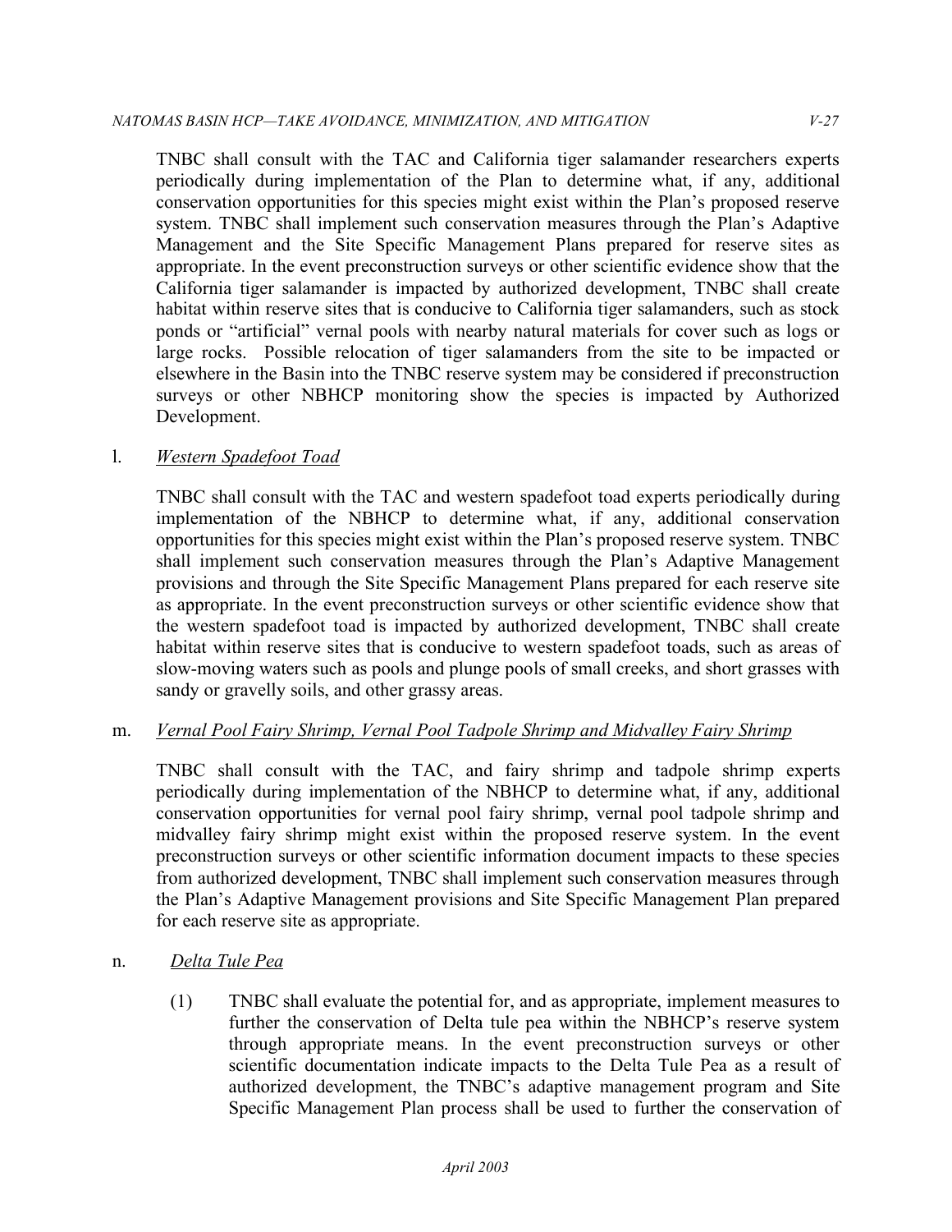TNBC shall consult with the TAC and California tiger salamander researchers experts periodically during implementation of the Plan to determine what, if any, additional conservation opportunities for this species might exist within the Plan's proposed reserve system. TNBC shall implement such conservation measures through the Plan's Adaptive Management and the Site Specific Management Plans prepared for reserve sites as appropriate. In the event preconstruction surveys or other scientific evidence show that the California tiger salamander is impacted by authorized development, TNBC shall create habitat within reserve sites that is conducive to California tiger salamanders, such as stock ponds or "artificial" vernal pools with nearby natural materials for cover such as logs or large rocks. Possible relocation of tiger salamanders from the site to be impacted or elsewhere in the Basin into the TNBC reserve system may be considered if preconstruction surveys or other NBHCP monitoring show the species is impacted by Authorized Development.

l. <u>*Western Spadefoot Toad*</u>

TNBC shall consult with the TAC and western spadefoot toad experts periodically during implementation of the NBHCP to determine what, if any, additional conservation opportunities for this species might exist within the Plan's proposed reserve system. TNBC shall implement such conservation measures through the Plan's Adaptive Management provisions and through the Site Specific Management Plans prepared for each reserve site as appropriate. In the event preconstruction surveys or other scientific evidence show that the western spadefoot toad is impacted by authorized development, TNBC shall create habitat within reserve sites that is conducive to western spadefoot toads, such as areas of slow-moving waters such as pools and plunge pools of small creeks, and short grasses with sandy or gravelly soils, and other grassy areas.

m. <u>*Vernal Pool Fairy Shrimp, Vernal Pool Tadpole Shrimp and Midvalley Fairy Shrimp*</u>

TNBC shall consult with the TAC, and fairy shrimp and tadpole shrimp experts periodically during implementation of the NBHCP to determine what, if any, additional conservation opportunities for vernal pool fairy shrimp, vernal pool tadpole shrimp and midvalley fairy shrimp might exist within the proposed reserve system. In the event preconstruction surveys or other scientific information document impacts to these species from authorized development, TNBC shall implement such conservation measures through the Plan's Adaptive Management provisions and Site Specific Management Plan prepared for each reserve site as appropriate.

n. <u>*Delta Tule Pea*</u>

(1) TNBC shall evaluate the potential for, and as appropriate, implement measures to further the conservation of Delta tule pea within the NBHCP's reserve system through appropriate means. In the event preconstruction surveys or other scientific documentation indicate impacts to the Delta Tule Pea as a result of authorized development, the TNBC's adaptive management program and Site Specific Management Plan process shall be used to further the conservation of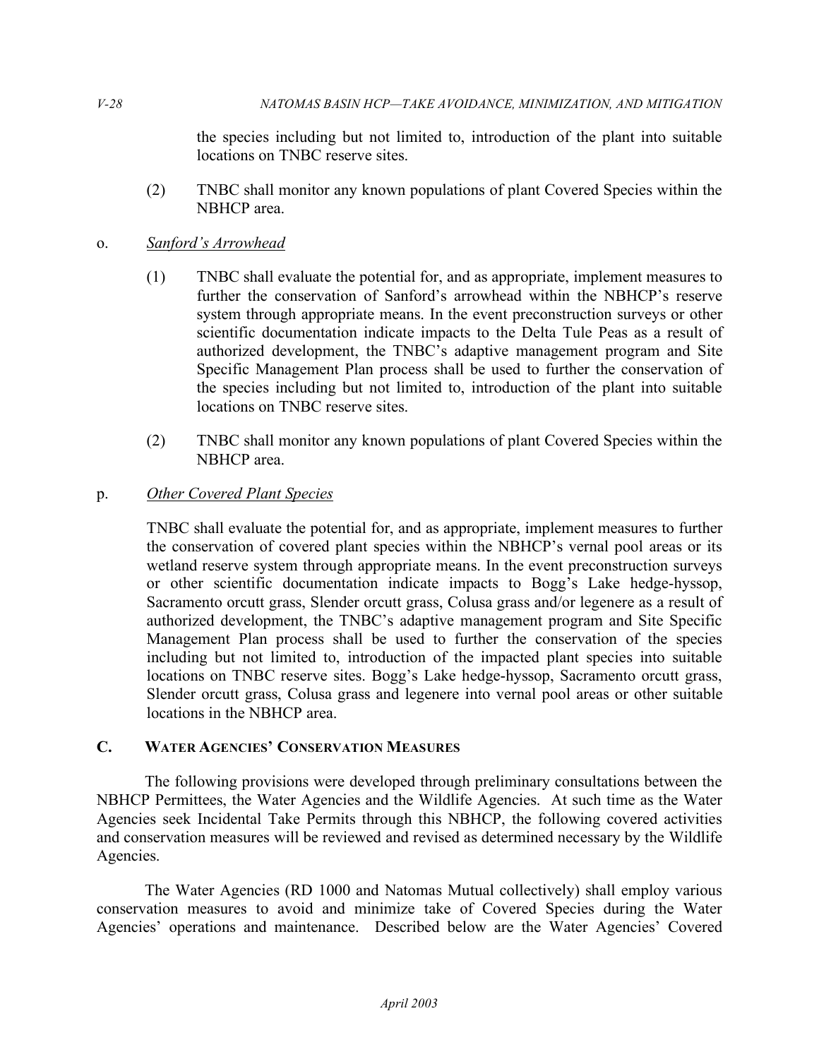the species including but not limited to, introduction of the plant into suitable locations on TNBC reserve sites.

(2) TNBC shall monitor any known populations of plant Covered Species within the NBHCP area.

o. *Sanford's Arrowhead*

(1) TNBC shall evaluate the potential for, and as appropriate, implement measures to further the conservation of Sanford's arrowhead within the NBHCP's reserve system through appropriate means. In the event preconstruction surveys or other scientific documentation indicate impacts to the Delta Tule Peas as a result of authorized development, the TNBC's adaptive management program and Site Specific Management Plan process shall be used to further the conservation of the species including but not limited to, introduction of the plant into suitable locations on TNBC reserve sites.

(2) TNBC shall monitor any known populations of plant Covered Species within the NBHCP area.

p. *Other Covered Plant Species*

TNBC shall evaluate the potential for, and as appropriate, implement measures to further the conservation of covered plant species within the NBHCP's vernal pool areas or its wetland reserve system through appropriate means. In the event preconstruction surveys or other scientific documentation indicate impacts to Bogg's Lake hedge-hyssop, Sacramento orcutt grass, Slender orcutt grass, Colusa grass and/or legenere as a result of authorized development, the TNBC's adaptive management program and Site Specific Management Plan process shall be used to further the conservation of the species including but not limited to, introduction of the impacted plant species into suitable locations on TNBC reserve sites. Bogg's Lake hedge-hyssop, Sacramento orcutt grass, Slender orcutt grass, Colusa grass and legenere into vernal pool areas or other suitable locations in the NBHCP area.

## C. Water Agencies' Conservation Measures

The following provisions were developed through preliminary consultations between the NBHCP Permittees, the Water Agencies and the Wildlife Agencies. At such time as the Water Agencies seek Incidental Take Permits through this NBHCP, the following covered activities and conservation measures will be reviewed and revised as determined necessary by the Wildlife Agencies.

The Water Agencies (RD 1000 and Natomas Mutual collectively) shall employ various conservation measures to avoid and minimize take of Covered Species during the Water Agencies' operations and maintenance. Described below are the Water Agencies' Covered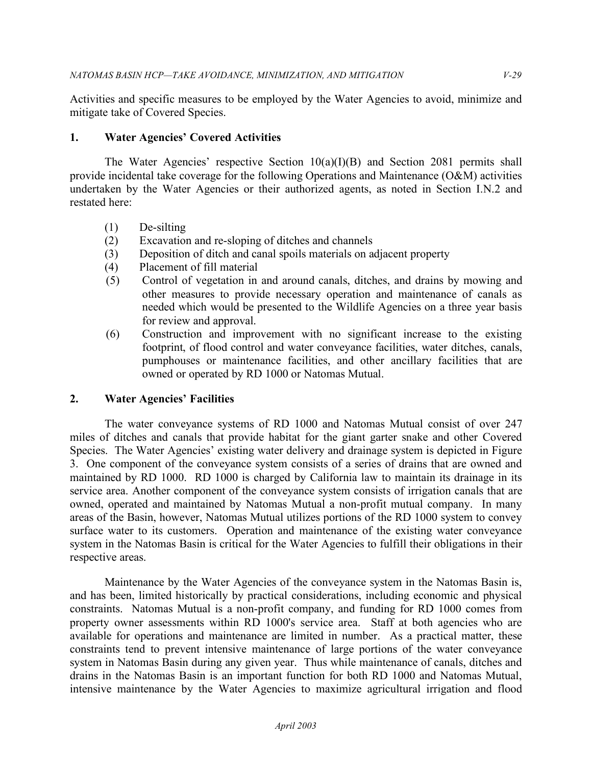Activities and specific measures to be employed by the Water Agencies to avoid, minimize and mitigate take of Covered Species.

## 1. Water Agencies' Covered Activities

The Water Agencies' respective Section 10(a)(I)(B) and Section 2081 permits shall provide incidental take coverage for the following Operations and Maintenance (O&M) activities undertaken by the Water Agencies or their authorized agents, as noted in Section I.N.2 and restated here:

(1) De-silting
(2) Excavation and re-sloping of ditches and channels
(3) Deposition of ditch and canal spoils materials on adjacent property
(4) Placement of fill material
(5) Control of vegetation in and around canals, ditches, and drains by mowing and other measures to provide necessary operation and maintenance of canals as needed which would be presented to the Wildlife Agencies on a three year basis for review and approval.
(6) Construction and improvement with no significant increase to the existing footprint, of flood control and water conveyance facilities, water ditches, canals, pumphouses or maintenance facilities, and other ancillary facilities that are owned or operated by RD 1000 or Natomas Mutual.

## 2. Water Agencies' Facilities

The water conveyance systems of RD 1000 and Natomas Mutual consist of over 247 miles of ditches and canals that provide habitat for the giant garter snake and other Covered Species. The Water Agencies' existing water delivery and drainage system is depicted in Figure 3. One component of the conveyance system consists of a series of drains that are owned and maintained by RD 1000. RD 1000 is charged by California law to maintain its drainage in its service area. Another component of the conveyance system consists of irrigation canals that are owned, operated and maintained by Natomas Mutual a non-profit mutual company. In many areas of the Basin, however, Natomas Mutual utilizes portions of the RD 1000 system to convey surface water to its customers. Operation and maintenance of the existing water conveyance system in the Natomas Basin is critical for the Water Agencies to fulfill their obligations in their respective areas.

Maintenance by the Water Agencies of the conveyance system in the Natomas Basin is, and has been, limited historically by practical considerations, including economic and physical constraints. Natomas Mutual is a non-profit company, and funding for RD 1000 comes from property owner assessments within RD 1000's service area. Staff at both agencies who are available for operations and maintenance are limited in number. As a practical matter, these constraints tend to prevent intensive maintenance of large portions of the water conveyance system in Natomas Basin during any given year. Thus while maintenance of canals, ditches and drains in the Natomas Basin is an important function for both RD 1000 and Natomas Mutual, intensive maintenance by the Water Agencies to maximize agricultural irrigation and flood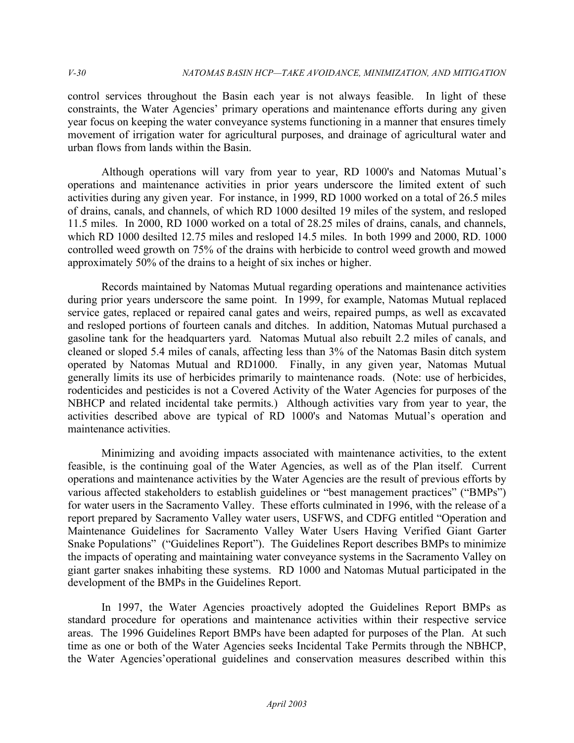control services throughout the Basin each year is not always feasible. In light of these constraints, the Water Agencies' primary operations and maintenance efforts during any given year focus on keeping the water conveyance systems functioning in a manner that ensures timely movement of irrigation water for agricultural purposes, and drainage of agricultural water and urban flows from lands within the Basin.

Although operations will vary from year to year, RD 1000's and Natomas Mutual's operations and maintenance activities in prior years underscore the limited extent of such activities during any given year. For instance, in 1999, RD 1000 worked on a total of 26.5 miles of drains, canals, and channels, of which RD 1000 desilted 19 miles of the system, and resloped 11.5 miles. In 2000, RD 1000 worked on a total of 28.25 miles of drains, canals, and channels, which RD 1000 desilted 12.75 miles and resloped 14.5 miles. In both 1999 and 2000, RD. 1000 controlled weed growth on 75% of the drains with herbicide to control weed growth and mowed approximately 50% of the drains to a height of six inches or higher.

Records maintained by Natomas Mutual regarding operations and maintenance activities during prior years underscore the same point. In 1999, for example, Natomas Mutual replaced service gates, replaced or repaired canal gates and weirs, repaired pumps, as well as excavated and resloped portions of fourteen canals and ditches. In addition, Natomas Mutual purchased a gasoline tank for the headquarters yard. Natomas Mutual also rebuilt 2.2 miles of canals, and cleaned or sloped 5.4 miles of canals, affecting less than 3% of the Natomas Basin ditch system operated by Natomas Mutual and RD1000. Finally, in any given year, Natomas Mutual generally limits its use of herbicides primarily to maintenance roads. (Note: use of herbicides, rodenticides and pesticides is not a Covered Activity of the Water Agencies for purposes of the NBHCP and related incidental take permits.) Although activities vary from year to year, the activities described above are typical of RD 1000's and Natomas Mutual's operation and maintenance activities.

Minimizing and avoiding impacts associated with maintenance activities, to the extent feasible, is the continuing goal of the Water Agencies, as well as of the Plan itself. Current operations and maintenance activities by the Water Agencies are the result of previous efforts by various affected stakeholders to establish guidelines or "best management practices" ("BMPs") for water users in the Sacramento Valley. These efforts culminated in 1996, with the release of a report prepared by Sacramento Valley water users, USFWS, and CDFG entitled "Operation and Maintenance Guidelines for Sacramento Valley Water Users Having Verified Giant Garter Snake Populations" ("Guidelines Report"). The Guidelines Report describes BMPs to minimize the impacts of operating and maintaining water conveyance systems in the Sacramento Valley on giant garter snakes inhabiting these systems. RD 1000 and Natomas Mutual participated in the development of the BMPs in the Guidelines Report.

In 1997, the Water Agencies proactively adopted the Guidelines Report BMPs as standard procedure for operations and maintenance activities within their respective service areas. The 1996 Guidelines Report BMPs have been adapted for purposes of the Plan. At such time as one or both of the Water Agencies seeks Incidental Take Permits through the NBHCP, the Water Agencies'operational guidelines and conservation measures described within this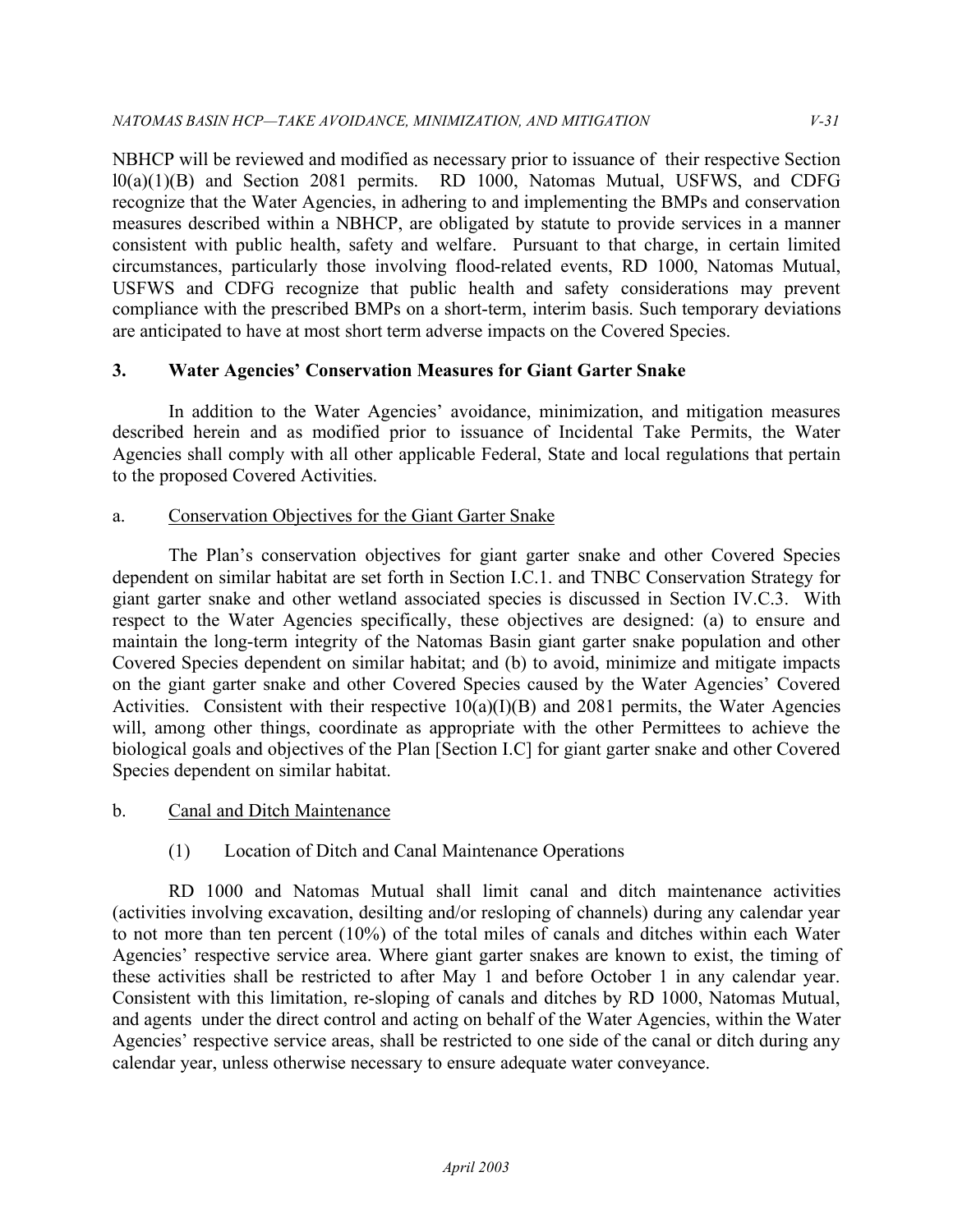NBHCP will be reviewed and modified as necessary prior to issuance of their respective Section l0(a)(1)(B) and Section 2081 permits. RD 1000, Natomas Mutual, USFWS, and CDFG recognize that the Water Agencies, in adhering to and implementing the BMPs and conservation measures described within a NBHCP, are obligated by statute to provide services in a manner consistent with public health, safety and welfare. Pursuant to that charge, in certain limited circumstances, particularly those involving flood-related events, RD 1000, Natomas Mutual, USFWS and CDFG recognize that public health and safety considerations may prevent compliance with the prescribed BMPs on a short-term, interim basis. Such temporary deviations are anticipated to have at most short term adverse impacts on the Covered Species.

### 3. Water Agencies' Conservation Measures for Giant Garter Snake

In addition to the Water Agencies' avoidance, minimization, and mitigation measures described herein and as modified prior to issuance of Incidental Take Permits, the Water Agencies shall comply with all other applicable Federal, State and local regulations that pertain to the proposed Covered Activities.

#### a. Conservation Objectives for the Giant Garter Snake

The Plan's conservation objectives for giant garter snake and other Covered Species dependent on similar habitat are set forth in Section I.C.1. and TNBC Conservation Strategy for giant garter snake and other wetland associated species is discussed in Section IV.C.3. With respect to the Water Agencies specifically, these objectives are designed: (a) to ensure and maintain the long-term integrity of the Natomas Basin giant garter snake population and other Covered Species dependent on similar habitat; and (b) to avoid, minimize and mitigate impacts on the giant garter snake and other Covered Species caused by the Water Agencies' Covered Activities. Consistent with their respective 10(a)(I)(B) and 2081 permits, the Water Agencies will, among other things, coordinate as appropriate with the other Permittees to achieve the biological goals and objectives of the Plan [Section I.C] for giant garter snake and other Covered Species dependent on similar habitat.

#### b. Canal and Ditch Maintenance

(1) Location of Ditch and Canal Maintenance Operations

RD 1000 and Natomas Mutual shall limit canal and ditch maintenance activities (activities involving excavation, desilting and/or resloping of channels) during any calendar year to not more than ten percent (10%) of the total miles of canals and ditches within each Water Agencies' respective service area. Where giant garter snakes are known to exist, the timing of these activities shall be restricted to after May 1 and before October 1 in any calendar year. Consistent with this limitation, re-sloping of canals and ditches by RD 1000, Natomas Mutual, and agents under the direct control and acting on behalf of the Water Agencies, within the Water Agencies' respective service areas, shall be restricted to one side of the canal or ditch during any calendar year, unless otherwise necessary to ensure adequate water conveyance.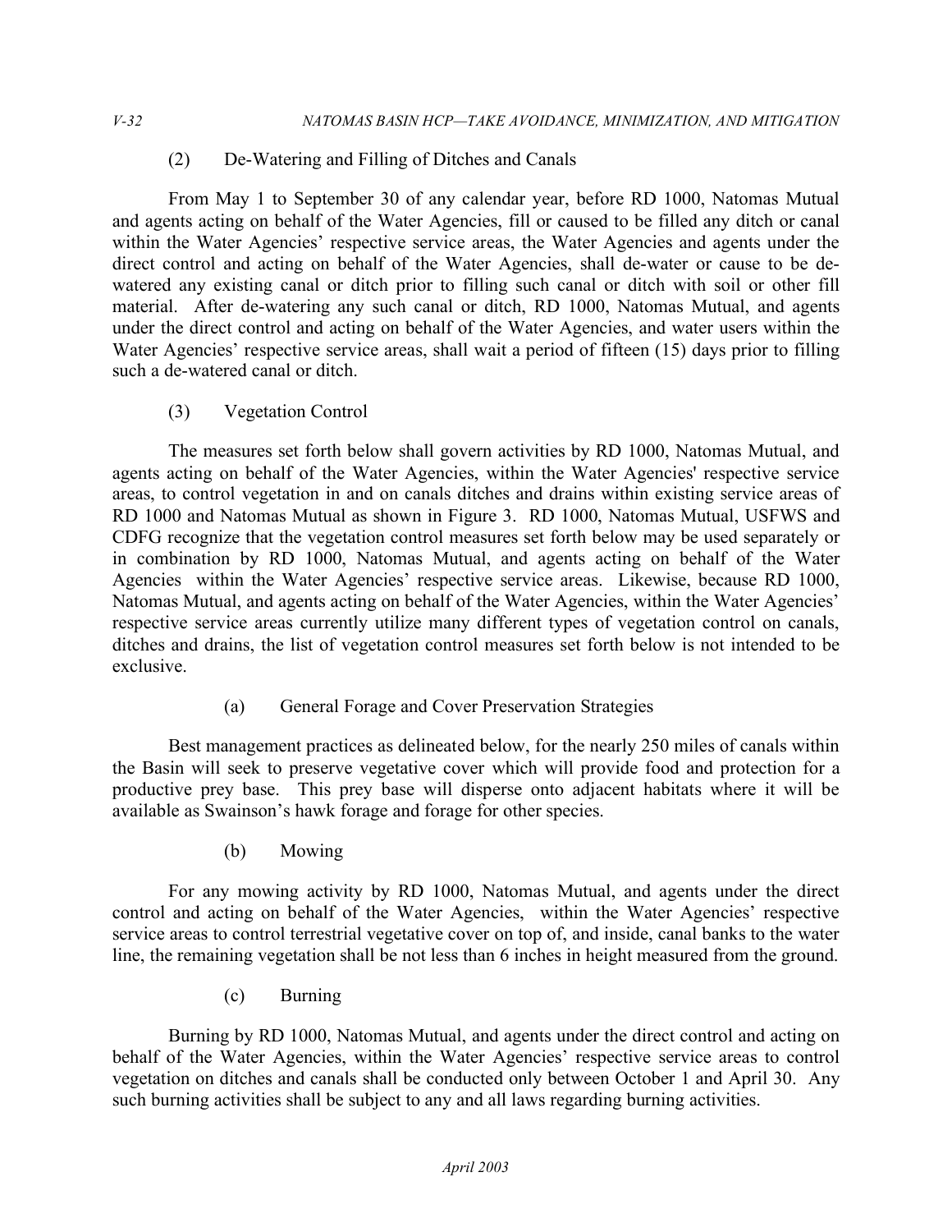(2) De-Watering and Filling of Ditches and Canals

From May 1 to September 30 of any calendar year, before RD 1000, Natomas Mutual and agents acting on behalf of the Water Agencies, fill or caused to be filled any ditch or canal within the Water Agencies' respective service areas, the Water Agencies and agents under the direct control and acting on behalf of the Water Agencies, shall de-water or cause to be de-watered any existing canal or ditch prior to filling such canal or ditch with soil or other fill material. After de-watering any such canal or ditch, RD 1000, Natomas Mutual, and agents under the direct control and acting on behalf of the Water Agencies, and water users within the Water Agencies' respective service areas, shall wait a period of fifteen (15) days prior to filling such a de-watered canal or ditch.

(3) Vegetation Control

The measures set forth below shall govern activities by RD 1000, Natomas Mutual, and agents acting on behalf of the Water Agencies, within the Water Agencies' respective service areas, to control vegetation in and on canals ditches and drains within existing service areas of RD 1000 and Natomas Mutual as shown in Figure 3. RD 1000, Natomas Mutual, USFWS and CDFG recognize that the vegetation control measures set forth below may be used separately or in combination by RD 1000, Natomas Mutual, and agents acting on behalf of the Water Agencies within the Water Agencies' respective service areas. Likewise, because RD 1000, Natomas Mutual, and agents acting on behalf of the Water Agencies, within the Water Agencies' respective service areas currently utilize many different types of vegetation control on canals, ditches and drains, the list of vegetation control measures set forth below is not intended to be exclusive.

(a) General Forage and Cover Preservation Strategies

Best management practices as delineated below, for the nearly 250 miles of canals within the Basin will seek to preserve vegetative cover which will provide food and protection for a productive prey base. This prey base will disperse onto adjacent habitats where it will be available as Swainson's hawk forage and forage for other species.

(b) Mowing

For any mowing activity by RD 1000, Natomas Mutual, and agents under the direct control and acting on behalf of the Water Agencies, within the Water Agencies' respective service areas to control terrestrial vegetative cover on top of, and inside, canal banks to the water line, the remaining vegetation shall be not less than 6 inches in height measured from the ground.

(c) Burning

Burning by RD 1000, Natomas Mutual, and agents under the direct control and acting on behalf of the Water Agencies, within the Water Agencies' respective service areas to control vegetation on ditches and canals shall be conducted only between October 1 and April 30. Any such burning activities shall be subject to any and all laws regarding burning activities.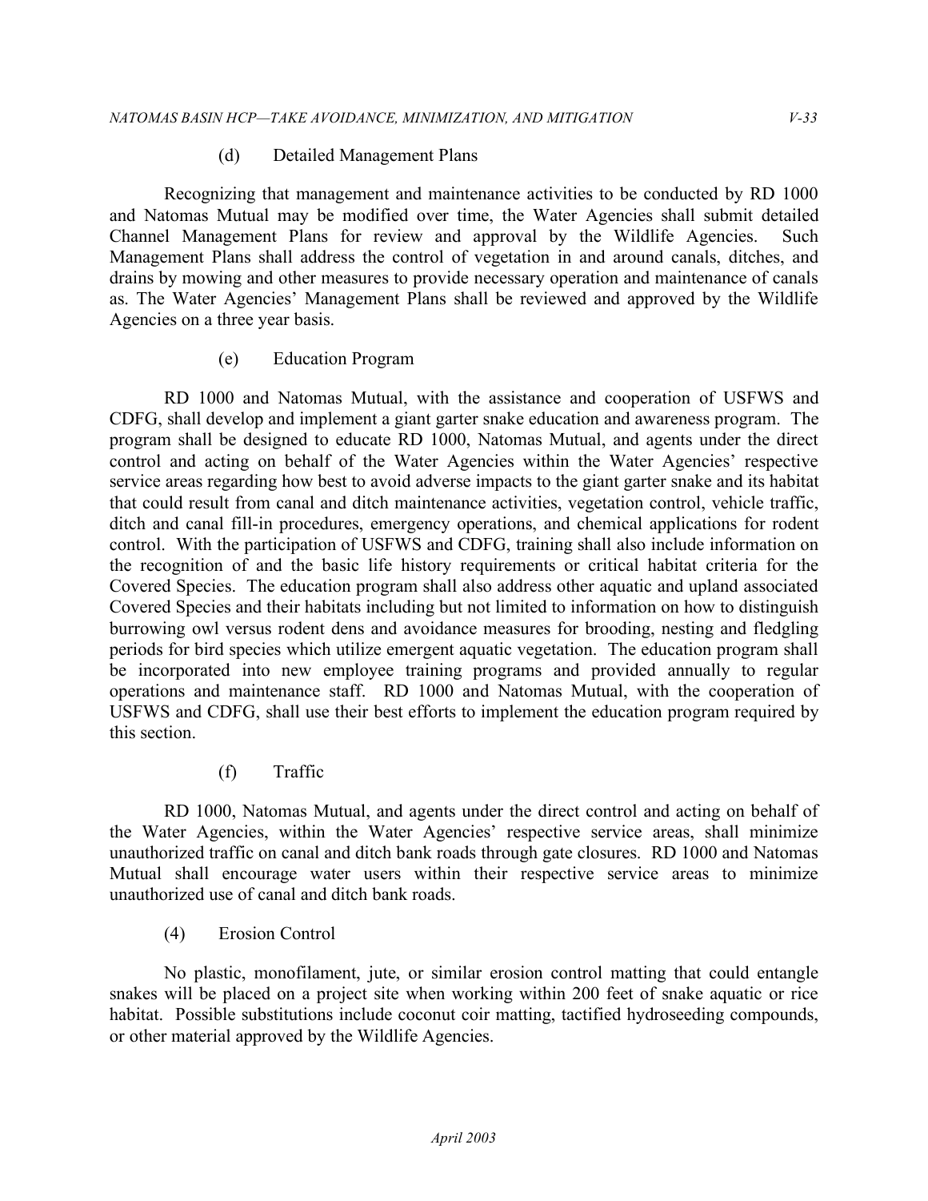(d) Detailed Management Plans

Recognizing that management and maintenance activities to be conducted by RD 1000 and Natomas Mutual may be modified over time, the Water Agencies shall submit detailed Channel Management Plans for review and approval by the Wildlife Agencies. Such Management Plans shall address the control of vegetation in and around canals, ditches, and drains by mowing and other measures to provide necessary operation and maintenance of canals as. The Water Agencies' Management Plans shall be reviewed and approved by the Wildlife Agencies on a three year basis.

(e) Education Program

RD 1000 and Natomas Mutual, with the assistance and cooperation of USFWS and CDFG, shall develop and implement a giant garter snake education and awareness program. The program shall be designed to educate RD 1000, Natomas Mutual, and agents under the direct control and acting on behalf of the Water Agencies within the Water Agencies' respective service areas regarding how best to avoid adverse impacts to the giant garter snake and its habitat that could result from canal and ditch maintenance activities, vegetation control, vehicle traffic, ditch and canal fill-in procedures, emergency operations, and chemical applications for rodent control. With the participation of USFWS and CDFG, training shall also include information on the recognition of and the basic life history requirements or critical habitat criteria for the Covered Species. The education program shall also address other aquatic and upland associated Covered Species and their habitats including but not limited to information on how to distinguish burrowing owl versus rodent dens and avoidance measures for brooding, nesting and fledgling periods for bird species which utilize emergent aquatic vegetation. The education program shall be incorporated into new employee training programs and provided annually to regular operations and maintenance staff. RD 1000 and Natomas Mutual, with the cooperation of USFWS and CDFG, shall use their best efforts to implement the education program required by this section.

(f) Traffic

RD 1000, Natomas Mutual, and agents under the direct control and acting on behalf of the Water Agencies, within the Water Agencies' respective service areas, shall minimize unauthorized traffic on canal and ditch bank roads through gate closures. RD 1000 and Natomas Mutual shall encourage water users within their respective service areas to minimize unauthorized use of canal and ditch bank roads.

(4) Erosion Control

No plastic, monofilament, jute, or similar erosion control matting that could entangle snakes will be placed on a project site when working within 200 feet of snake aquatic or rice habitat. Possible substitutions include coconut coir matting, tactified hydroseeding compounds, or other material approved by the Wildlife Agencies.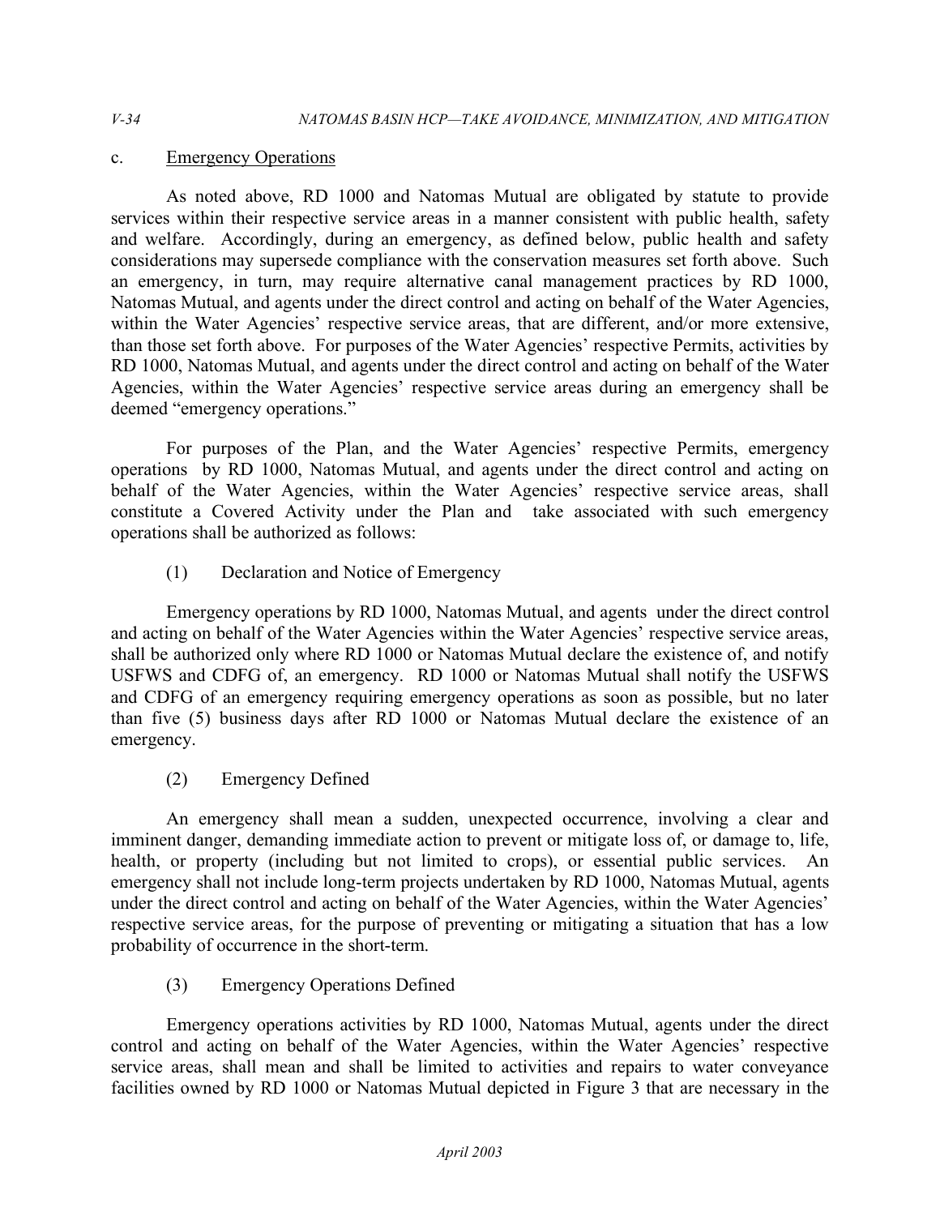c. Emergency Operations

As noted above, RD 1000 and Natomas Mutual are obligated by statute to provide services within their respective service areas in a manner consistent with public health, safety and welfare. Accordingly, during an emergency, as defined below, public health and safety considerations may supersede compliance with the conservation measures set forth above. Such an emergency, in turn, may require alternative canal management practices by RD 1000, Natomas Mutual, and agents under the direct control and acting on behalf of the Water Agencies, within the Water Agencies' respective service areas, that are different, and/or more extensive, than those set forth above. For purposes of the Water Agencies' respective Permits, activities by RD 1000, Natomas Mutual, and agents under the direct control and acting on behalf of the Water Agencies, within the Water Agencies' respective service areas during an emergency shall be deemed "emergency operations."

For purposes of the Plan, and the Water Agencies' respective Permits, emergency operations by RD 1000, Natomas Mutual, and agents under the direct control and acting on behalf of the Water Agencies, within the Water Agencies' respective service areas, shall constitute a Covered Activity under the Plan and take associated with such emergency operations shall be authorized as follows:

(1) Declaration and Notice of Emergency

Emergency operations by RD 1000, Natomas Mutual, and agents under the direct control and acting on behalf of the Water Agencies within the Water Agencies' respective service areas, shall be authorized only where RD 1000 or Natomas Mutual declare the existence of, and notify USFWS and CDFG of, an emergency. RD 1000 or Natomas Mutual shall notify the USFWS and CDFG of an emergency requiring emergency operations as soon as possible, but no later than five (5) business days after RD 1000 or Natomas Mutual declare the existence of an emergency.

(2) Emergency Defined

An emergency shall mean a sudden, unexpected occurrence, involving a clear and imminent danger, demanding immediate action to prevent or mitigate loss of, or damage to, life, health, or property (including but not limited to crops), or essential public services. An emergency shall not include long-term projects undertaken by RD 1000, Natomas Mutual, agents under the direct control and acting on behalf of the Water Agencies, within the Water Agencies' respective service areas, for the purpose of preventing or mitigating a situation that has a low probability of occurrence in the short-term.

(3) Emergency Operations Defined

Emergency operations activities by RD 1000, Natomas Mutual, agents under the direct control and acting on behalf of the Water Agencies, within the Water Agencies' respective service areas, shall mean and shall be limited to activities and repairs to water conveyance facilities owned by RD 1000 or Natomas Mutual depicted in Figure 3 that are necessary in the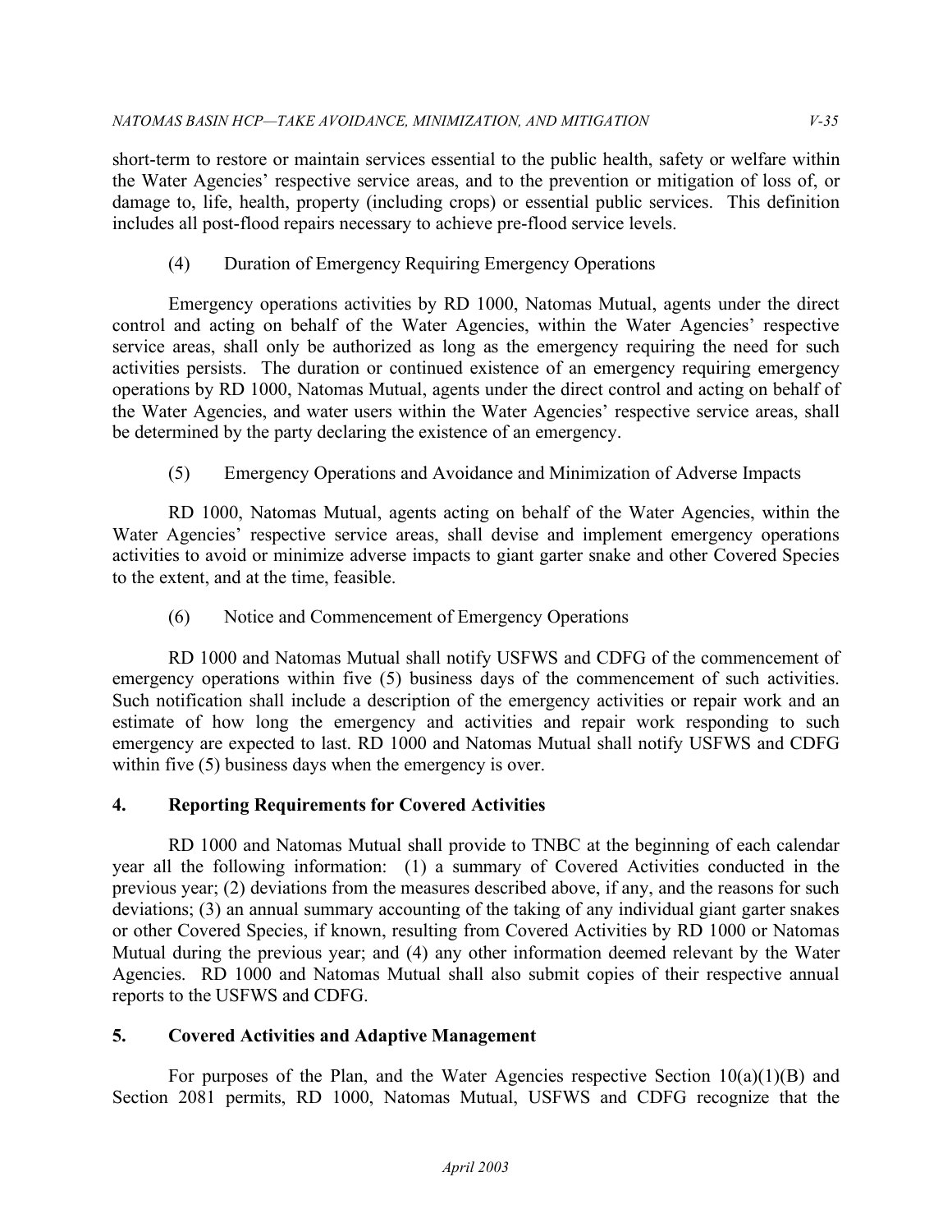short-term to restore or maintain services essential to the public health, safety or welfare within the Water Agencies' respective service areas, and to the prevention or mitigation of loss of, or damage to, life, health, property (including crops) or essential public services. This definition includes all post-flood repairs necessary to achieve pre-flood service levels.

(4) Duration of Emergency Requiring Emergency Operations

Emergency operations activities by RD 1000, Natomas Mutual, agents under the direct control and acting on behalf of the Water Agencies, within the Water Agencies' respective service areas, shall only be authorized as long as the emergency requiring the need for such activities persists. The duration or continued existence of an emergency requiring emergency operations by RD 1000, Natomas Mutual, agents under the direct control and acting on behalf of the Water Agencies, and water users within the Water Agencies' respective service areas, shall be determined by the party declaring the existence of an emergency.

(5) Emergency Operations and Avoidance and Minimization of Adverse Impacts

RD 1000, Natomas Mutual, agents acting on behalf of the Water Agencies, within the Water Agencies' respective service areas, shall devise and implement emergency operations activities to avoid or minimize adverse impacts to giant garter snake and other Covered Species to the extent, and at the time, feasible.

(6) Notice and Commencement of Emergency Operations

RD 1000 and Natomas Mutual shall notify USFWS and CDFG of the commencement of emergency operations within five (5) business days of the commencement of such activities. Such notification shall include a description of the emergency activities or repair work and an estimate of how long the emergency and activities and repair work responding to such emergency are expected to last. RD 1000 and Natomas Mutual shall notify USFWS and CDFG within five (5) business days when the emergency is over.

## 4. Reporting Requirements for Covered Activities

RD 1000 and Natomas Mutual shall provide to TNBC at the beginning of each calendar year all the following information: (1) a summary of Covered Activities conducted in the previous year; (2) deviations from the measures described above, if any, and the reasons for such deviations; (3) an annual summary accounting of the taking of any individual giant garter snakes or other Covered Species, if known, resulting from Covered Activities by RD 1000 or Natomas Mutual during the previous year; and (4) any other information deemed relevant by the Water Agencies. RD 1000 and Natomas Mutual shall also submit copies of their respective annual reports to the USFWS and CDFG.

## 5. Covered Activities and Adaptive Management

For purposes of the Plan, and the Water Agencies respective Section 10(a)(1)(B) and Section 2081 permits, RD 1000, Natomas Mutual, USFWS and CDFG recognize that the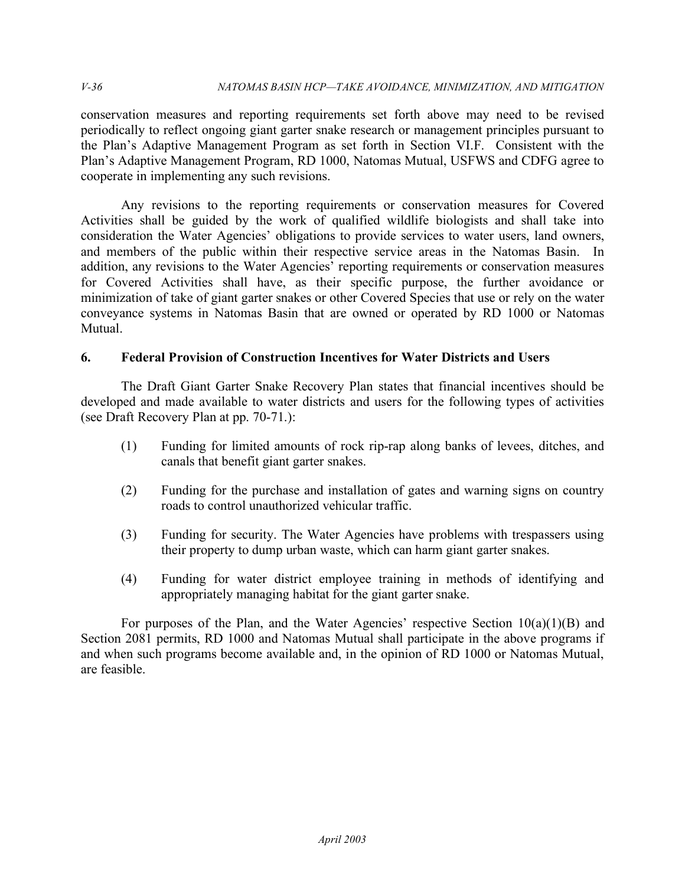conservation measures and reporting requirements set forth above may need to be revised periodically to reflect ongoing giant garter snake research or management principles pursuant to the Plan's Adaptive Management Program as set forth in Section VI.F. Consistent with the Plan's Adaptive Management Program, RD 1000, Natomas Mutual, USFWS and CDFG agree to cooperate in implementing any such revisions.

Any revisions to the reporting requirements or conservation measures for Covered Activities shall be guided by the work of qualified wildlife biologists and shall take into consideration the Water Agencies' obligations to provide services to water users, land owners, and members of the public within their respective service areas in the Natomas Basin. In addition, any revisions to the Water Agencies' reporting requirements or conservation measures for Covered Activities shall have, as their specific purpose, the further avoidance or minimization of take of giant garter snakes or other Covered Species that use or rely on the water conveyance systems in Natomas Basin that are owned or operated by RD 1000 or Natomas Mutual.

### 6. Federal Provision of Construction Incentives for Water Districts and Users

The Draft Giant Garter Snake Recovery Plan states that financial incentives should be developed and made available to water districts and users for the following types of activities (see Draft Recovery Plan at pp. 70-71.):

(1) Funding for limited amounts of rock rip-rap along banks of levees, ditches, and canals that benefit giant garter snakes.

(2) Funding for the purchase and installation of gates and warning signs on country roads to control unauthorized vehicular traffic.

(3) Funding for security. The Water Agencies have problems with trespassers using their property to dump urban waste, which can harm giant garter snakes.

(4) Funding for water district employee training in methods of identifying and appropriately managing habitat for the giant garter snake.

For purposes of the Plan, and the Water Agencies' respective Section 10(a)(1)(B) and Section 2081 permits, RD 1000 and Natomas Mutual shall participate in the above programs if and when such programs become available and, in the opinion of RD 1000 or Natomas Mutual, are feasible.